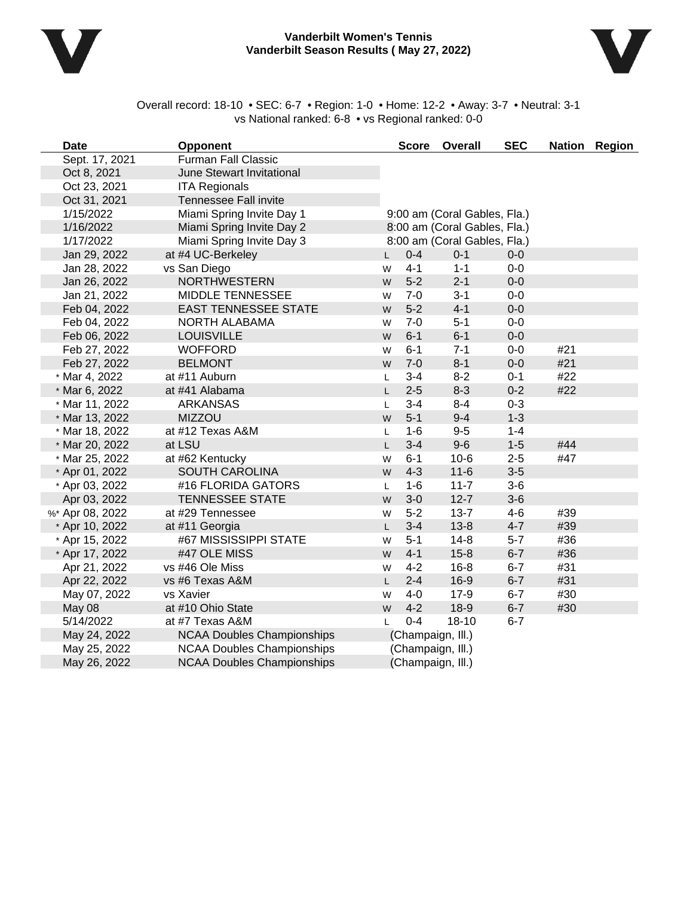# Vanderbilt Women's Tennis
## Vanderbilt Season Results ( May 27, 2022)

Overall record: 18-10 • SEC: 6-7 • Region: 1-0 • Home: 12-2 • Away: 3-7 • Neutral: 3-1
vs National ranked: 6-8 • vs Regional ranked: 0-0

| Date | Opponent | | Score | Overall | SEC | Nation | Region |
|---|---|---|---|---|---|---|---|
| Sept. 17, 2021 | Furman Fall Classic | | | | | | |
| Oct 8, 2021 | June Stewart Invitational | | | | | | |
| Oct 23, 2021 | ITA Regionals | | | | | | |
| Oct 31, 2021 | Tennessee Fall invite | | | | | | |
| 1/15/2022 | Miami Spring Invite Day 1 | | 9:00 am (Coral Gables, Fla.) | | | | |
| 1/16/2022 | Miami Spring Invite Day 2 | | 8:00 am (Coral Gables, Fla.) | | | | |
| 1/17/2022 | Miami Spring Invite Day 3 | | 8:00 am (Coral Gables, Fla.) | | | | |
| Jan 29, 2022 | at #4 UC-Berkeley | L | 0-4 | 0-1 | 0-0 | | |
| Jan 28, 2022 | vs San Diego | W | 4-1 | 1-1 | 0-0 | | |
| Jan 26, 2022 | NORTHWESTERN | W | 5-2 | 2-1 | 0-0 | | |
| Jan 21, 2022 | MIDDLE TENNESSEE | W | 7-0 | 3-1 | 0-0 | | |
| Feb 04, 2022 | EAST TENNESSEE STATE | W | 5-2 | 4-1 | 0-0 | | |
| Feb 04, 2022 | NORTH ALABAMA | W | 7-0 | 5-1 | 0-0 | | |
| Feb 06, 2022 | LOUISVILLE | W | 6-1 | 6-1 | 0-0 | | |
| Feb 27, 2022 | WOFFORD | W | 6-1 | 7-1 | 0-0 | #21 | |
| Feb 27, 2022 | BELMONT | W | 7-0 | 8-1 | 0-0 | #21 | |
| * Mar 4, 2022 | at #11 Auburn | L | 3-4 | 8-2 | 0-1 | #22 | |
| * Mar 6, 2022 | at #41 Alabama | L | 2-5 | 8-3 | 0-2 | #22 | |
| * Mar 11, 2022 | ARKANSAS | L | 3-4 | 8-4 | 0-3 | | |
| * Mar 13, 2022 | MIZZOU | W | 5-1 | 9-4 | 1-3 | | |
| * Mar 18, 2022 | at #12 Texas A&M | L | 1-6 | 9-5 | 1-4 | | |
| * Mar 20, 2022 | at LSU | L | 3-4 | 9-6 | 1-5 | #44 | |
| * Mar 25, 2022 | at #62 Kentucky | W | 6-1 | 10-6 | 2-5 | #47 | |
| * Apr 01, 2022 | SOUTH CAROLINA | W | 4-3 | 11-6 | 3-5 | | |
| * Apr 03, 2022 | #16 FLORIDA GATORS | L | 1-6 | 11-7 | 3-6 | | |
| Apr 03, 2022 | TENNESSEE STATE | W | 3-0 | 12-7 | 3-6 | | |
| %* Apr 08, 2022 | at #29 Tennessee | W | 5-2 | 13-7 | 4-6 | #39 | |
| * Apr 10, 2022 | at #11 Georgia | L | 3-4 | 13-8 | 4-7 | #39 | |
| * Apr 15, 2022 | #67 MISSISSIPPI STATE | W | 5-1 | 14-8 | 5-7 | #36 | |
| * Apr 17, 2022 | #47 OLE MISS | W | 4-1 | 15-8 | 6-7 | #36 | |
| Apr 21, 2022 | vs #46 Ole Miss | W | 4-2 | 16-8 | 6-7 | #31 | |
| Apr 22, 2022 | vs #6 Texas A&M | L | 2-4 | 16-9 | 6-7 | #31 | |
| May 07, 2022 | vs Xavier | W | 4-0 | 17-9 | 6-7 | #30 | |
| May 08 | at #10 Ohio State | W | 4-2 | 18-9 | 6-7 | #30 | |
| 5/14/2022 | at #7 Texas A&M | L | 0-4 | 18-10 | 6-7 | | |
| May 24, 2022 | NCAA Doubles Championships | | (Champaign, Ill.) | | | | |
| May 25, 2022 | NCAA Doubles Championships | | (Champaign, Ill.) | | | | |
| May 26, 2022 | NCAA Doubles Championships | | (Champaign, Ill.) | | | | |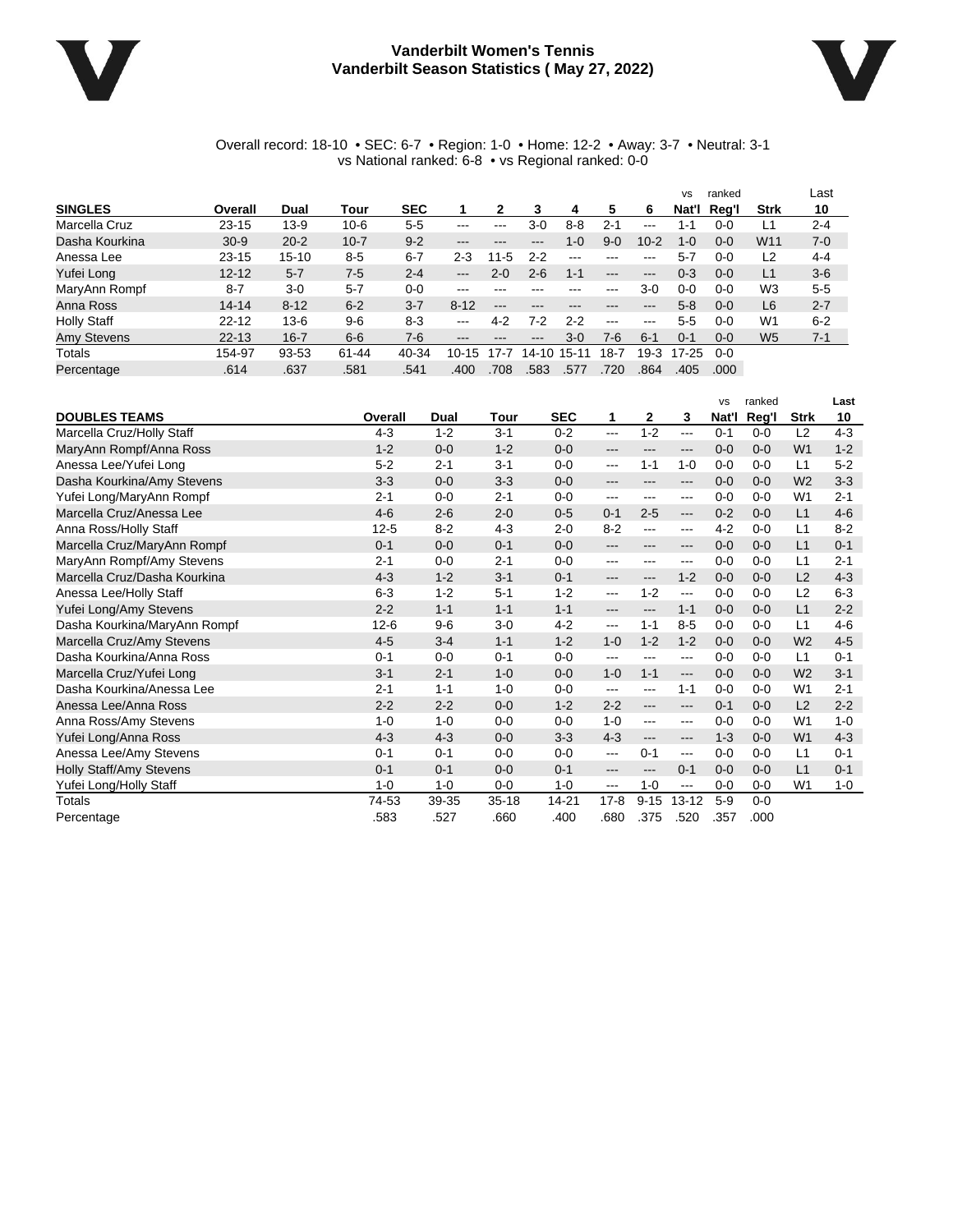# Vanderbilt Women's Tennis
## Vanderbilt Season Statistics ( May 27, 2022)

Overall record: 18-10 • SEC: 6-7 • Region: 1-0 • Home: 12-2 • Away: 3-7 • Neutral: 3-1
vs National ranked: 6-8 • vs Regional ranked: 0-0

| SINGLES | Overall | Dual | Tour | SEC | 1 | 2 | 3 | 4 | 5 | 6 | vs Nat'l | ranked Reg'l | Strk | Last 10 |
|---|---|---|---|---|---|---|---|---|---|---|---|---|---|---|
| Marcella Cruz | 23-15 | 13-9 | 10-6 | 5-5 | --- | --- | 3-0 | 8-8 | 2-1 | --- | 1-1 | 0-0 | L1 | 2-4 |
| Dasha Kourkina | 30-9 | 20-2 | 10-7 | 9-2 | --- | --- | --- | 1-0 | 9-0 | 10-2 | 1-0 | 0-0 | W11 | 7-0 |
| Anessa Lee | 23-15 | 15-10 | 8-5 | 6-7 | 2-3 | 11-5 | 2-2 | --- | --- | --- | 5-7 | 0-0 | L2 | 4-4 |
| Yufei Long | 12-12 | 5-7 | 7-5 | 2-4 | --- | 2-0 | 2-6 | 1-1 | --- | --- | 0-3 | 0-0 | L1 | 3-6 |
| MaryAnn Rompf | 8-7 | 3-0 | 5-7 | 0-0 | --- | --- | --- | --- | --- | 3-0 | 0-0 | 0-0 | W3 | 5-5 |
| Anna Ross | 14-14 | 8-12 | 6-2 | 3-7 | 8-12 | --- | --- | --- | --- | --- | 5-8 | 0-0 | L6 | 2-7 |
| Holly Staff | 22-12 | 13-6 | 9-6 | 8-3 | --- | 4-2 | 7-2 | 2-2 | --- | --- | 5-5 | 0-0 | W1 | 6-2 |
| Amy Stevens | 22-13 | 16-7 | 6-6 | 7-6 | --- | --- | --- | 3-0 | 7-6 | 6-1 | 0-1 | 0-0 | W5 | 7-1 |
| Totals | 154-97 | 93-53 | 61-44 | 40-34 | 10-15 | 17-7 | 14-10 | 15-11 | 18-7 | 19-3 | 17-25 | 0-0 | | |
| Percentage | .614 | .637 | .581 | .541 | .400 | .708 | .583 | .577 | .720 | .864 | .405 | .000 | | |

| DOUBLES TEAMS | Overall | Dual | Tour | SEC | 1 | 2 | 3 | vs Nat'l | ranked Reg'l | Strk | Last 10 |
|---|---|---|---|---|---|---|---|---|---|---|---|
| Marcella Cruz/Holly Staff | 4-3 | 1-2 | 3-1 | 0-2 | --- | 1-2 | --- | 0-1 | 0-0 | L2 | 4-3 |
| MaryAnn Rompf/Anna Ross | 1-2 | 0-0 | 1-2 | 0-0 | --- | --- | --- | 0-0 | 0-0 | W1 | 1-2 |
| Anessa Lee/Yufei Long | 5-2 | 2-1 | 3-1 | 0-0 | --- | 1-1 | 1-0 | 0-0 | 0-0 | L1 | 5-2 |
| Dasha Kourkina/Amy Stevens | 3-3 | 0-0 | 3-3 | 0-0 | --- | --- | --- | 0-0 | 0-0 | W2 | 3-3 |
| Yufei Long/MaryAnn Rompf | 2-1 | 0-0 | 2-1 | 0-0 | --- | --- | --- | 0-0 | 0-0 | W1 | 2-1 |
| Marcella Cruz/Anessa Lee | 4-6 | 2-6 | 2-0 | 0-5 | 0-1 | 2-5 | --- | 0-2 | 0-0 | L1 | 4-6 |
| Anna Ross/Holly Staff | 12-5 | 8-2 | 4-3 | 2-0 | 8-2 | --- | --- | 4-2 | 0-0 | L1 | 8-2 |
| Marcella Cruz/MaryAnn Rompf | 0-1 | 0-0 | 0-1 | 0-0 | --- | --- | --- | 0-0 | 0-0 | L1 | 0-1 |
| MaryAnn Rompf/Amy Stevens | 2-1 | 0-0 | 2-1 | 0-0 | --- | --- | --- | 0-0 | 0-0 | L1 | 2-1 |
| Marcella Cruz/Dasha Kourkina | 4-3 | 1-2 | 3-1 | 0-1 | --- | --- | 1-2 | 0-0 | 0-0 | L2 | 4-3 |
| Anessa Lee/Holly Staff | 6-3 | 1-2 | 5-1 | 1-2 | --- | 1-2 | --- | 0-0 | 0-0 | L2 | 6-3 |
| Yufei Long/Amy Stevens | 2-2 | 1-1 | 1-1 | 1-1 | --- | --- | 1-1 | 0-0 | 0-0 | L1 | 2-2 |
| Dasha Kourkina/MaryAnn Rompf | 12-6 | 9-6 | 3-0 | 4-2 | --- | 1-1 | 8-5 | 0-0 | 0-0 | L1 | 4-6 |
| Marcella Cruz/Amy Stevens | 4-5 | 3-4 | 1-1 | 1-2 | 1-0 | 1-2 | 1-2 | 0-0 | 0-0 | W2 | 4-5 |
| Dasha Kourkina/Anna Ross | 0-1 | 0-0 | 0-1 | 0-0 | --- | --- | --- | 0-0 | 0-0 | L1 | 0-1 |
| Marcella Cruz/Yufei Long | 3-1 | 2-1 | 1-0 | 0-0 | 1-0 | 1-1 | --- | 0-0 | 0-0 | W2 | 3-1 |
| Dasha Kourkina/Anessa Lee | 2-1 | 1-1 | 1-0 | 0-0 | --- | --- | 1-1 | 0-0 | 0-0 | W1 | 2-1 |
| Anessa Lee/Anna Ross | 2-2 | 2-2 | 0-0 | 1-2 | 2-2 | --- | --- | 0-1 | 0-0 | L2 | 2-2 |
| Anna Ross/Amy Stevens | 1-0 | 1-0 | 0-0 | 0-0 | 1-0 | --- | --- | 0-0 | 0-0 | W1 | 1-0 |
| Yufei Long/Anna Ross | 4-3 | 4-3 | 0-0 | 3-3 | 4-3 | --- | --- | 1-3 | 0-0 | W1 | 4-3 |
| Anessa Lee/Amy Stevens | 0-1 | 0-1 | 0-0 | 0-0 | --- | 0-1 | --- | 0-0 | 0-0 | L1 | 0-1 |
| Holly Staff/Amy Stevens | 0-1 | 0-1 | 0-0 | 0-1 | --- | --- | 0-1 | 0-0 | 0-0 | L1 | 0-1 |
| Yufei Long/Holly Staff | 1-0 | 1-0 | 0-0 | 1-0 | --- | 1-0 | --- | 0-0 | 0-0 | W1 | 1-0 |
| Totals | 74-53 | 39-35 | 35-18 | 14-21 | 17-8 | 9-15 | 13-12 | 5-9 | 0-0 | | |
| Percentage | .583 | .527 | .660 | .400 | .680 | .375 | .520 | .357 | .000 | | |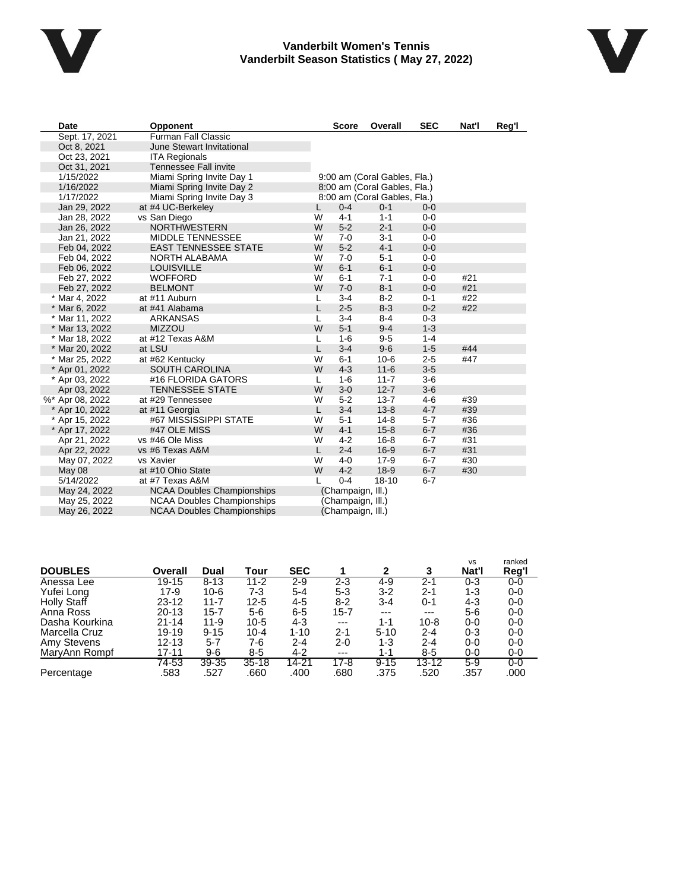# Vanderbilt Women's Tennis
## Vanderbilt Season Statistics ( May 27, 2022)

| Date | Opponent | | Score | Overall | SEC | Nat'l | Reg'l |
|---|---|---|---|---|---|---|---|
| Sept. 17, 2021 | Furman Fall Classic | | | | | | |
| Oct 8, 2021 | June Stewart Invitational | | | | | | |
| Oct 23, 2021 | ITA Regionals | | | | | | |
| Oct 31, 2021 | Tennessee Fall invite | | | | | | |
| 1/15/2022 | Miami Spring Invite Day 1 | 9:00 am (Coral Gables, Fla.) | | | | | |
| 1/16/2022 | Miami Spring Invite Day 2 | 8:00 am (Coral Gables, Fla.) | | | | | |
| 1/17/2022 | Miami Spring Invite Day 3 | 8:00 am (Coral Gables, Fla.) | | | | | |
| Jan 29, 2022 | at #4 UC-Berkeley | L | 0-4 | 0-1 | 0-0 | | |
| Jan 28, 2022 | vs San Diego | W | 4-1 | 1-1 | 0-0 | | |
| Jan 26, 2022 | NORTHWESTERN | W | 5-2 | 2-1 | 0-0 | | |
| Jan 21, 2022 | MIDDLE TENNESSEE | W | 7-0 | 3-1 | 0-0 | | |
| Feb 04, 2022 | EAST TENNESSEE STATE | W | 5-2 | 4-1 | 0-0 | | |
| Feb 04, 2022 | NORTH ALABAMA | W | 7-0 | 5-1 | 0-0 | | |
| Feb 06, 2022 | LOUISVILLE | W | 6-1 | 6-1 | 0-0 | | |
| Feb 27, 2022 | WOFFORD | W | 6-1 | 7-1 | 0-0 | #21 | |
| Feb 27, 2022 | BELMONT | W | 7-0 | 8-1 | 0-0 | #21 | |
| * Mar 4, 2022 | at #11 Auburn | L | 3-4 | 8-2 | 0-1 | #22 | |
| * Mar 6, 2022 | at #41 Alabama | L | 2-5 | 8-3 | 0-2 | #22 | |
| * Mar 11, 2022 | ARKANSAS | L | 3-4 | 8-4 | 0-3 | | |
| * Mar 13, 2022 | MIZZOU | W | 5-1 | 9-4 | 1-3 | | |
| * Mar 18, 2022 | at #12 Texas A&M | L | 1-6 | 9-5 | 1-4 | | |
| * Mar 20, 2022 | at LSU | L | 3-4 | 9-6 | 1-5 | #44 | |
| * Mar 25, 2022 | at #62 Kentucky | W | 6-1 | 10-6 | 2-5 | #47 | |
| * Apr 01, 2022 | SOUTH CAROLINA | W | 4-3 | 11-6 | 3-5 | | |
| * Apr 03, 2022 | #16 FLORIDA GATORS | L | 1-6 | 11-7 | 3-6 | | |
| Apr 03, 2022 | TENNESSEE STATE | W | 3-0 | 12-7 | 3-6 | | |
| %* Apr 08, 2022 | at #29 Tennessee | W | 5-2 | 13-7 | 4-6 | #39 | |
| * Apr 10, 2022 | at #11 Georgia | L | 3-4 | 13-8 | 4-7 | #39 | |
| * Apr 15, 2022 | #67 MISSISSIPPI STATE | W | 5-1 | 14-8 | 5-7 | #36 | |
| * Apr 17, 2022 | #47 OLE MISS | W | 4-1 | 15-8 | 6-7 | #36 | |
| Apr 21, 2022 | vs #46 Ole Miss | W | 4-2 | 16-8 | 6-7 | #31 | |
| Apr 22, 2022 | vs #6 Texas A&M | L | 2-4 | 16-9 | 6-7 | #31 | |
| May 07, 2022 | vs Xavier | W | 4-0 | 17-9 | 6-7 | #30 | |
| May 08 | at #10 Ohio State | W | 4-2 | 18-9 | 6-7 | #30 | |
| 5/14/2022 | at #7 Texas A&M | L | 0-4 | 18-10 | 6-7 | | |
| May 24, 2022 | NCAA Doubles Championships | (Champaign, Ill.) | | | | | |
| May 25, 2022 | NCAA Doubles Championships | (Champaign, Ill.) | | | | | |
| May 26, 2022 | NCAA Doubles Championships | (Champaign, Ill.) | | | | | |

| DOUBLES | Overall | Dual | Tour | SEC | 1 | 2 | 3 | vs Nat'l | ranked Reg'l |
|---|---|---|---|---|---|---|---|---|---|
| Anessa Lee | 19-15 | 8-13 | 11-2 | 2-9 | 2-3 | 4-9 | 2-1 | 0-3 | 0-0 |
| Yufei Long | 17-9 | 10-6 | 7-3 | 5-4 | 5-3 | 3-2 | 2-1 | 1-3 | 0-0 |
| Holly Staff | 23-12 | 11-7 | 12-5 | 4-5 | 8-2 | 3-4 | 0-1 | 4-3 | 0-0 |
| Anna Ross | 20-13 | 15-7 | 5-6 | 6-5 | 15-7 | --- | --- | 5-6 | 0-0 |
| Dasha Kourkina | 21-14 | 11-9 | 10-5 | 4-3 | --- | 1-1 | 10-8 | 0-0 | 0-0 |
| Marcella Cruz | 19-19 | 9-15 | 10-4 | 1-10 | 2-1 | 5-10 | 2-4 | 0-3 | 0-0 |
| Amy Stevens | 12-13 | 5-7 | 7-6 | 2-4 | 2-0 | 1-3 | 2-4 | 0-0 | 0-0 |
| MaryAnn Rompf | 17-11 | 9-6 | 8-5 | 4-2 | --- | 1-1 | 8-5 | 0-0 | 0-0 |
| | 74-53 | 39-35 | 35-18 | 14-21 | 17-8 | 9-15 | 13-12 | 5-9 | 0-0 |
| Percentage | .583 | .527 | .660 | .400 | .680 | .375 | .520 | .357 | .000 |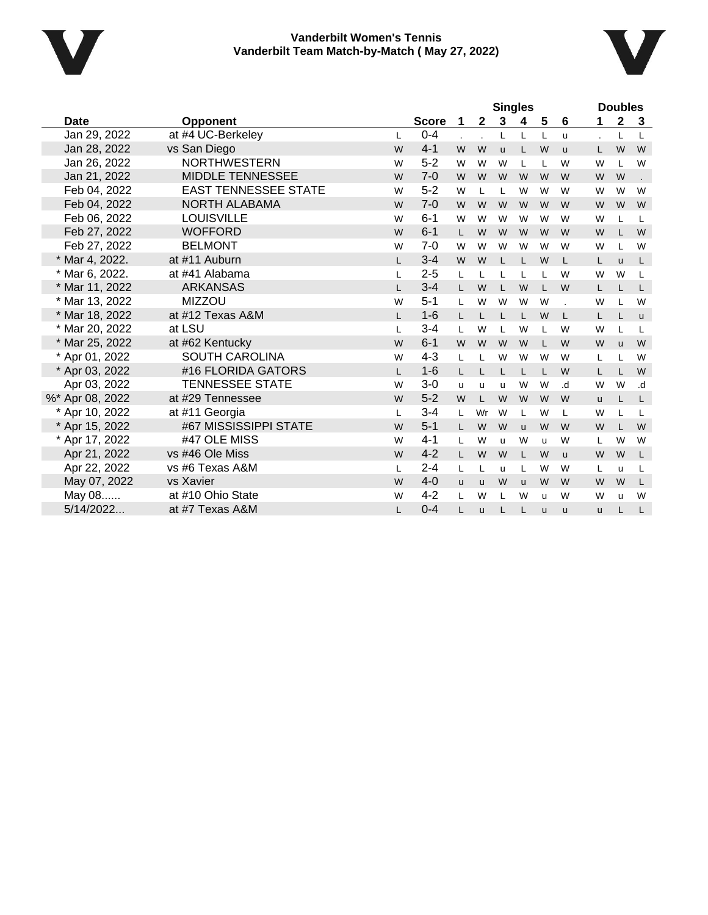**Vanderbilt Women's Tennis**
**Vanderbilt Team Match-by-Match ( May 27, 2022)**

| Date | Opponent | | Score | Singles 1 | 2 | 3 | 4 | 5 | 6 | Doubles 1 | 2 | 3 |
|---|---|---|---|---|---|---|---|---|---|---|---|---|
| Jan 29, 2022 | at #4 UC-Berkeley | L | 0-4 | . | . | L | L | L | u | . | L | L |
| Jan 28, 2022 | vs San Diego | W | 4-1 | W | W | u | L | W | u | L | W | W |
| Jan 26, 2022 | NORTHWESTERN | W | 5-2 | W | W | W | L | L | W | W | L | W |
| Jan 21, 2022 | MIDDLE TENNESSEE | W | 7-0 | W | W | W | W | W | W | W | W | . |
| Feb 04, 2022 | EAST TENNESSEE STATE | W | 5-2 | W | L | L | W | W | W | W | W | W |
| Feb 04, 2022 | NORTH ALABAMA | W | 7-0 | W | W | W | W | W | W | W | W | W |
| Feb 06, 2022 | LOUISVILLE | W | 6-1 | W | W | W | W | W | W | W | L | L |
| Feb 27, 2022 | WOFFORD | W | 6-1 | L | W | W | W | W | W | W | L | W |
| Feb 27, 2022 | BELMONT | W | 7-0 | W | W | W | W | W | W | W | L | W |
| * Mar 4, 2022. | at #11 Auburn | L | 3-4 | W | W | L | L | W | L | L | u | L |
| * Mar 6, 2022. | at #41 Alabama | L | 2-5 | L | L | L | L | L | W | W | W | L |
| * Mar 11, 2022 | ARKANSAS | L | 3-4 | L | W | L | W | L | W | L | L | L |
| * Mar 13, 2022 | MIZZOU | W | 5-1 | L | W | W | W | W | . | W | L | W |
| * Mar 18, 2022 | at #12 Texas A&M | L | 1-6 | L | L | L | L | W | L | L | L | u |
| * Mar 20, 2022 | at LSU | L | 3-4 | L | W | L | W | L | W | W | L | L |
| * Mar 25, 2022 | at #62 Kentucky | W | 6-1 | W | W | W | W | L | W | W | u | W |
| * Apr 01, 2022 | SOUTH CAROLINA | W | 4-3 | L | L | W | W | W | W | L | L | W |
| * Apr 03, 2022 | #16 FLORIDA GATORS | L | 1-6 | L | L | L | L | L | W | L | L | W |
| Apr 03, 2022 | TENNESSEE STATE | W | 3-0 | u | u | u | W | W | .d | W | W | .d |
| %* Apr 08, 2022 | at #29 Tennessee | W | 5-2 | W | L | W | W | W | W | u | L | L |
| * Apr 10, 2022 | at #11 Georgia | L | 3-4 | L | Wr | W | L | W | L | W | L | L |
| * Apr 15, 2022 | #67 MISSISSIPPI STATE | W | 5-1 | L | W | W | u | W | W | W | L | W |
| * Apr 17, 2022 | #47 OLE MISS | W | 4-1 | L | W | u | W | u | W | L | W | W |
| Apr 21, 2022 | vs #46 Ole Miss | W | 4-2 | L | W | W | L | W | u | W | W | L |
| Apr 22, 2022 | vs #6 Texas A&M | L | 2-4 | L | L | u | L | W | W | L | u | L |
| May 07, 2022 | vs Xavier | W | 4-0 | u | u | W | u | W | W | W | W | L |
| May 08...... | at #10 Ohio State | W | 4-2 | L | W | L | W | u | W | W | u | W |
| 5/14/2022... | at #7 Texas A&M | L | 0-4 | L | u | L | L | u | u | u | L | L |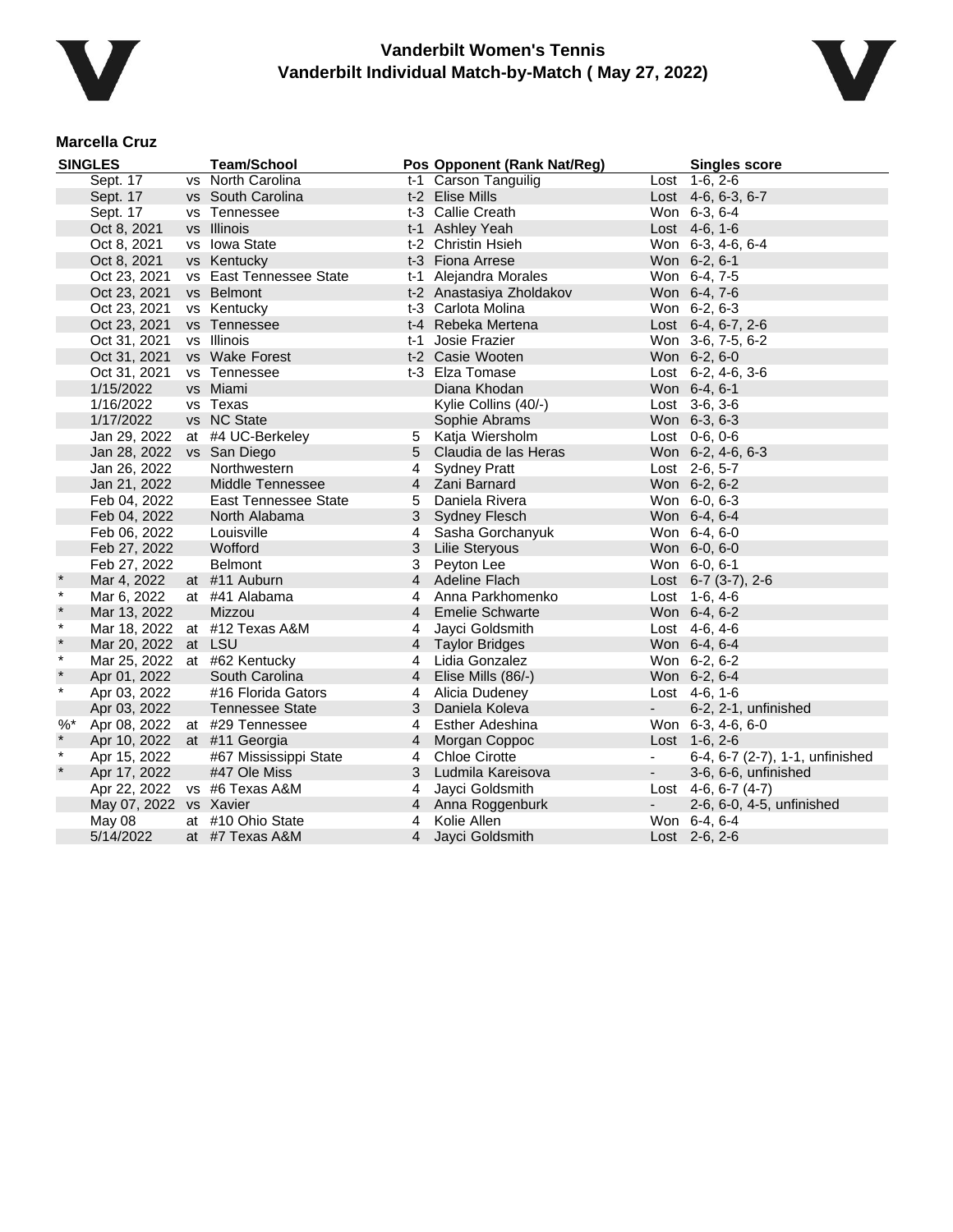# Vanderbilt Women's Tennis
## Vanderbilt Individual Match-by-Match ( May 27, 2022)

### Marcella Cruz

| SINGLES | | | Team/School | Pos | Opponent (Rank Nat/Reg) | | Singles score |
|---|---|---|---|---|---|---|---|
| | Sept. 17 | vs | North Carolina | t-1 | Carson Tanguilig | Lost | 1-6, 2-6 |
| | Sept. 17 | vs | South Carolina | t-2 | Elise Mills | Lost | 4-6, 6-3, 6-7 |
| | Sept. 17 | vs | Tennessee | t-3 | Callie Creath | Won | 6-3, 6-4 |
| | Oct 8, 2021 | vs | Illinois | t-1 | Ashley Yeah | Lost | 4-6, 1-6 |
| | Oct 8, 2021 | vs | Iowa State | t-2 | Christin Hsieh | Won | 6-3, 4-6, 6-4 |
| | Oct 8, 2021 | vs | Kentucky | t-3 | Fiona Arrese | Won | 6-2, 6-1 |
| | Oct 23, 2021 | vs | East Tennessee State | t-1 | Alejandra Morales | Won | 6-4, 7-5 |
| | Oct 23, 2021 | vs | Belmont | t-2 | Anastasiya Zholdakov | Won | 6-4, 7-6 |
| | Oct 23, 2021 | vs | Kentucky | t-3 | Carlota Molina | Won | 6-2, 6-3 |
| | Oct 23, 2021 | vs | Tennessee | t-4 | Rebeka Mertena | Lost | 6-4, 6-7, 2-6 |
| | Oct 31, 2021 | vs | Illinois | t-1 | Josie Frazier | Won | 3-6, 7-5, 6-2 |
| | Oct 31, 2021 | vs | Wake Forest | t-2 | Casie Wooten | Won | 6-2, 6-0 |
| | Oct 31, 2021 | vs | Tennessee | t-3 | Elza Tomase | Lost | 6-2, 4-6, 3-6 |
| | 1/15/2022 | vs | Miami | | Diana Khodan | Won | 6-4, 6-1 |
| | 1/16/2022 | vs | Texas | | Kylie Collins (40/-) | Lost | 3-6, 3-6 |
| | 1/17/2022 | vs | NC State | | Sophie Abrams | Won | 6-3, 6-3 |
| | Jan 29, 2022 | at | #4 UC-Berkeley | 5 | Katja Wiersholm | Lost | 0-6, 0-6 |
| | Jan 28, 2022 | vs | San Diego | 5 | Claudia de las Heras | Won | 6-2, 4-6, 6-3 |
| | Jan 26, 2022 | | Northwestern | 4 | Sydney Pratt | Lost | 2-6, 5-7 |
| | Jan 21, 2022 | | Middle Tennessee | 4 | Zani Barnard | Won | 6-2, 6-2 |
| | Feb 04, 2022 | | East Tennessee State | 5 | Daniela Rivera | Won | 6-0, 6-3 |
| | Feb 04, 2022 | | North Alabama | 3 | Sydney Flesch | Won | 6-4, 6-4 |
| | Feb 06, 2022 | | Louisville | 4 | Sasha Gorchanyuk | Won | 6-4, 6-0 |
| | Feb 27, 2022 | | Wofford | 3 | Lilie Steryous | Won | 6-0, 6-0 |
| | Feb 27, 2022 | | Belmont | 3 | Peyton Lee | Won | 6-0, 6-1 |
| * | Mar 4, 2022 | at | #11 Auburn | 4 | Adeline Flach | Lost | 6-7 (3-7), 2-6 |
| * | Mar 6, 2022 | at | #41 Alabama | 4 | Anna Parkhomenko | Lost | 1-6, 4-6 |
| * | Mar 13, 2022 | | Mizzou | 4 | Emelie Schwarte | Won | 6-4, 6-2 |
| * | Mar 18, 2022 | at | #12 Texas A&M | 4 | Jayci Goldsmith | Lost | 4-6, 4-6 |
| * | Mar 20, 2022 | at | LSU | 4 | Taylor Bridges | Won | 6-4, 6-4 |
| * | Mar 25, 2022 | at | #62 Kentucky | 4 | Lidia Gonzalez | Won | 6-2, 6-2 |
| * | Apr 01, 2022 | | South Carolina | 4 | Elise Mills (86/-) | Won | 6-2, 6-4 |
| * | Apr 03, 2022 | | #16 Florida Gators | 4 | Alicia Dudeney | Lost | 4-6, 1-6 |
| | Apr 03, 2022 | | Tennessee State | 3 | Daniela Koleva | - | 6-2, 2-1, unfinished |
| %* | Apr 08, 2022 | at | #29 Tennessee | 4 | Esther Adeshina | Won | 6-3, 4-6, 6-0 |
| * | Apr 10, 2022 | at | #11 Georgia | 4 | Morgan Coppoc | Lost | 1-6, 2-6 |
| * | Apr 15, 2022 | | #67 Mississippi State | 4 | Chloe Cirotte | - | 6-4, 6-7 (2-7), 1-1, unfinished |
| * | Apr 17, 2022 | | #47 Ole Miss | 3 | Ludmila Kareisova | - | 3-6, 6-6, unfinished |
| | Apr 22, 2022 | vs | #6 Texas A&M | 4 | Jayci Goldsmith | Lost | 4-6, 6-7 (4-7) |
| | May 07, 2022 | vs | Xavier | 4 | Anna Roggenburk | - | 2-6, 6-0, 4-5, unfinished |
| | May 08 | at | #10 Ohio State | 4 | Kolie Allen | Won | 6-4, 6-4 |
| | 5/14/2022 | at | #7 Texas A&M | 4 | Jayci Goldsmith | Lost | 2-6, 2-6 |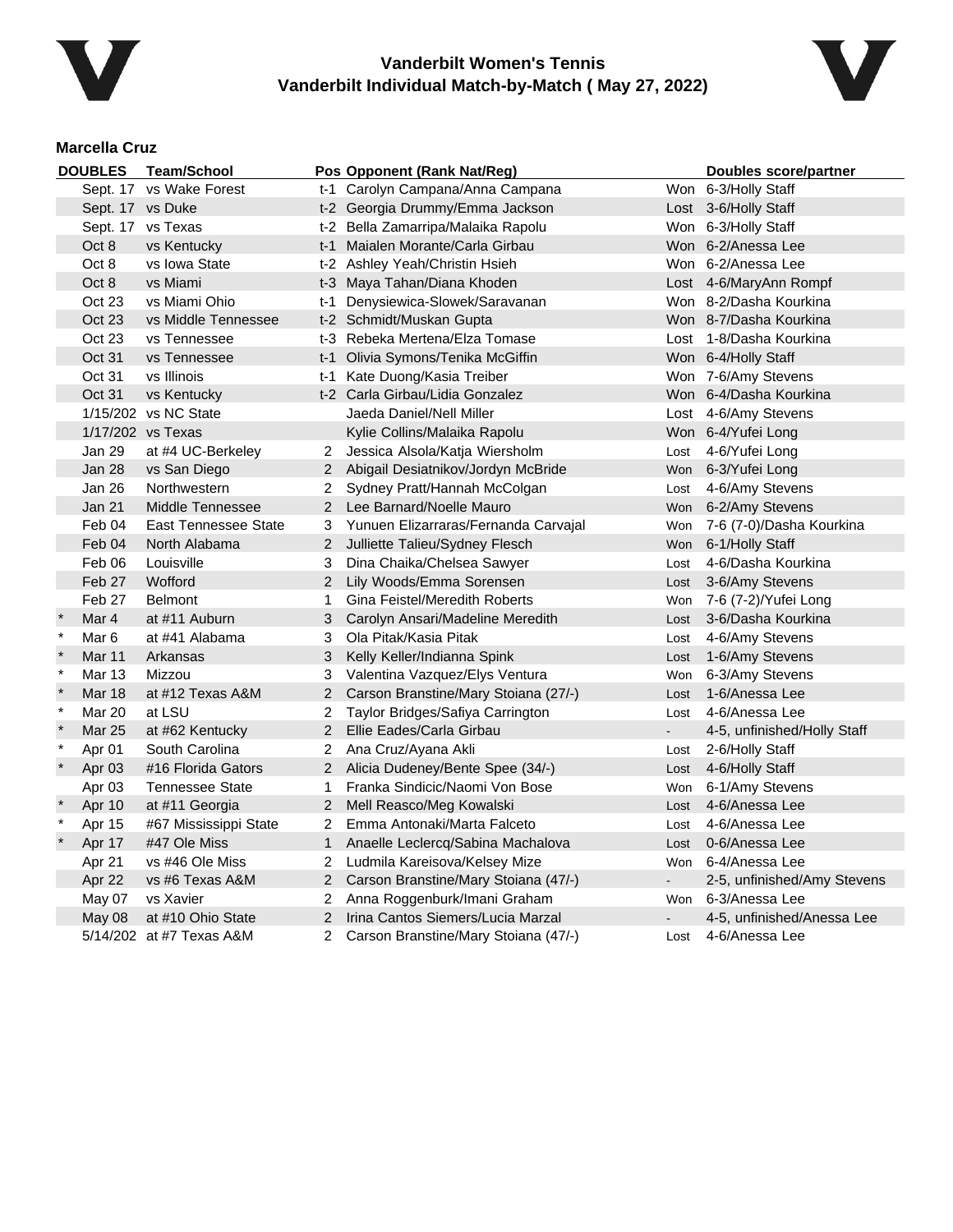# Vanderbilt Women's Tennis

## Vanderbilt Individual Match-by-Match ( May 27, 2022)

### Marcella Cruz

| | DOUBLES | Team/School | Pos | Opponent (Rank Nat/Reg) | | Doubles score/partner |
|---|---|---|---|---|---|---|
| | Sept. 17 | vs Wake Forest | t-1 | Carolyn Campana/Anna Campana | Won | 6-3/Holly Staff |
| | Sept. 17 | vs Duke | t-2 | Georgia Drummy/Emma Jackson | Lost | 3-6/Holly Staff |
| | Sept. 17 | vs Texas | t-2 | Bella Zamarripa/Malaika Rapolu | Won | 6-3/Holly Staff |
| | Oct 8 | vs Kentucky | t-1 | Maialen Morante/Carla Girbau | Won | 6-2/Anessa Lee |
| | Oct 8 | vs Iowa State | t-2 | Ashley Yeah/Christin Hsieh | Won | 6-2/Anessa Lee |
| | Oct 8 | vs Miami | t-3 | Maya Tahan/Diana Khoden | Lost | 4-6/MaryAnn Rompf |
| | Oct 23 | vs Miami Ohio | t-1 | Denysiewica-Slowek/Saravanan | Won | 8-2/Dasha Kourkina |
| | Oct 23 | vs Middle Tennessee | t-2 | Schmidt/Muskan Gupta | Won | 8-7/Dasha Kourkina |
| | Oct 23 | vs Tennessee | t-3 | Rebeka Mertena/Elza Tomase | Lost | 1-8/Dasha Kourkina |
| | Oct 31 | vs Tennessee | t-1 | Olivia Symons/Tenika McGiffin | Won | 6-4/Holly Staff |
| | Oct 31 | vs Illinois | t-1 | Kate Duong/Kasia Treiber | Won | 7-6/Amy Stevens |
| | Oct 31 | vs Kentucky | t-2 | Carla Girbau/Lidia Gonzalez | Won | 6-4/Dasha Kourkina |
| | 1/15/202 | vs NC State | | Jaeda Daniel/Nell Miller | Lost | 4-6/Amy Stevens |
| | 1/17/202 | vs Texas | | Kylie Collins/Malaika Rapolu | Won | 6-4/Yufei Long |
| | Jan 29 | at #4 UC-Berkeley | 2 | Jessica Alsola/Katja Wiersholm | Lost | 4-6/Yufei Long |
| | Jan 28 | vs San Diego | 2 | Abigail Desiatnikov/Jordyn McBride | Won | 6-3/Yufei Long |
| | Jan 26 | Northwestern | 2 | Sydney Pratt/Hannah McColgan | Lost | 4-6/Amy Stevens |
| | Jan 21 | Middle Tennessee | 2 | Lee Barnard/Noelle Mauro | Won | 6-2/Amy Stevens |
| | Feb 04 | East Tennessee State | 3 | Yunuen Elizarraras/Fernanda Carvajal | Won | 7-6 (7-0)/Dasha Kourkina |
| | Feb 04 | North Alabama | 2 | Julliette Talieu/Sydney Flesch | Won | 6-1/Holly Staff |
| | Feb 06 | Louisville | 3 | Dina Chaika/Chelsea Sawyer | Lost | 4-6/Dasha Kourkina |
| | Feb 27 | Wofford | 2 | Lily Woods/Emma Sorensen | Lost | 3-6/Amy Stevens |
| | Feb 27 | Belmont | 1 | Gina Feistel/Meredith Roberts | Won | 7-6 (7-2)/Yufei Long |
| * | Mar 4 | at #11 Auburn | 3 | Carolyn Ansari/Madeline Meredith | Lost | 3-6/Dasha Kourkina |
| * | Mar 6 | at #41 Alabama | 3 | Ola Pitak/Kasia Pitak | Lost | 4-6/Amy Stevens |
| * | Mar 11 | Arkansas | 3 | Kelly Keller/Indianna Spink | Lost | 1-6/Amy Stevens |
| * | Mar 13 | Mizzou | 3 | Valentina Vazquez/Elys Ventura | Won | 6-3/Amy Stevens |
| * | Mar 18 | at #12 Texas A&M | 2 | Carson Branstine/Mary Stoiana (27/-) | Lost | 1-6/Anessa Lee |
| * | Mar 20 | at LSU | 2 | Taylor Bridges/Safiya Carrington | Lost | 4-6/Anessa Lee |
| * | Mar 25 | at #62 Kentucky | 2 | Ellie Eades/Carla Girbau | - | 4-5, unfinished/Holly Staff |
| * | Apr 01 | South Carolina | 2 | Ana Cruz/Ayana Akli | Lost | 2-6/Holly Staff |
| * | Apr 03 | #16 Florida Gators | 2 | Alicia Dudeney/Bente Spee (34/-) | Lost | 4-6/Holly Staff |
| | Apr 03 | Tennessee State | 1 | Franka Sindicic/Naomi Von Bose | Won | 6-1/Amy Stevens |
| * | Apr 10 | at #11 Georgia | 2 | Mell Reasco/Meg Kowalski | Lost | 4-6/Anessa Lee |
| * | Apr 15 | #67 Mississippi State | 2 | Emma Antonaki/Marta Falceto | Lost | 4-6/Anessa Lee |
| * | Apr 17 | #47 Ole Miss | 1 | Anaelle Leclercq/Sabina Machalova | Lost | 0-6/Anessa Lee |
| | Apr 21 | vs #46 Ole Miss | 2 | Ludmila Kareisova/Kelsey Mize | Won | 6-4/Anessa Lee |
| | Apr 22 | vs #6 Texas A&M | 2 | Carson Branstine/Mary Stoiana (47/-) | - | 2-5, unfinished/Amy Stevens |
| | May 07 | vs Xavier | 2 | Anna Roggenburk/Imani Graham | Won | 6-3/Anessa Lee |
| | May 08 | at #10 Ohio State | 2 | Irina Cantos Siemers/Lucia Marzal | - | 4-5, unfinished/Anessa Lee |
| | 5/14/202 | at #7 Texas A&M | 2 | Carson Branstine/Mary Stoiana (47/-) | Lost | 4-6/Anessa Lee |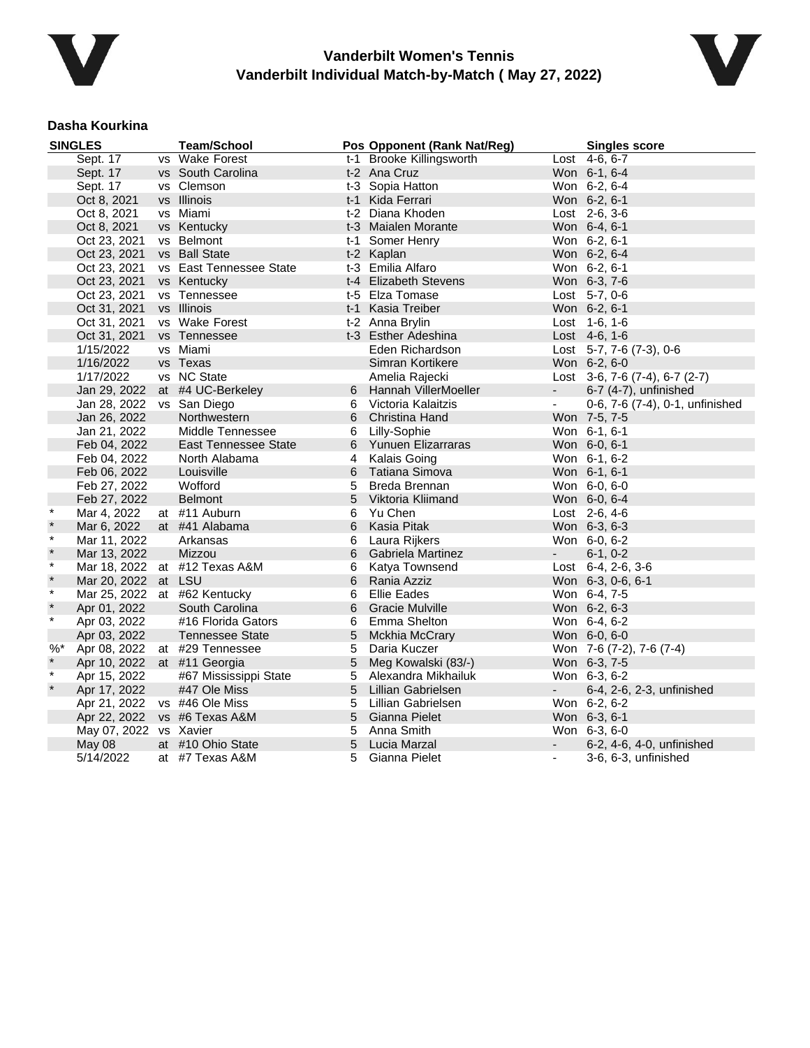# Vanderbilt Women's Tennis
## Vanderbilt Individual Match-by-Match ( May 27, 2022)

### Dasha Kourkina

| SINGLES | | | Team/School | Pos | Opponent (Rank Nat/Reg) | | Singles score |
|---|---|---|---|---|---|---|---|
| | Sept. 17 | vs | Wake Forest | t-1 | Brooke Killingsworth | Lost | 4-6, 6-7 |
| | Sept. 17 | vs | South Carolina | t-2 | Ana Cruz | Won | 6-1, 6-4 |
| | Sept. 17 | vs | Clemson | t-3 | Sopia Hatton | Won | 6-2, 6-4 |
| | Oct 8, 2021 | vs | Illinois | t-1 | Kida Ferrari | Won | 6-2, 6-1 |
| | Oct 8, 2021 | vs | Miami | t-2 | Diana Khoden | Lost | 2-6, 3-6 |
| | Oct 8, 2021 | vs | Kentucky | t-3 | Maialen Morante | Won | 6-4, 6-1 |
| | Oct 23, 2021 | vs | Belmont | t-1 | Somer Henry | Won | 6-2, 6-1 |
| | Oct 23, 2021 | vs | Ball State | t-2 | Kaplan | Won | 6-2, 6-4 |
| | Oct 23, 2021 | vs | East Tennessee State | t-3 | Emilia Alfaro | Won | 6-2, 6-1 |
| | Oct 23, 2021 | vs | Kentucky | t-4 | Elizabeth Stevens | Won | 6-3, 7-6 |
| | Oct 23, 2021 | vs | Tennessee | t-5 | Elza Tomase | Lost | 5-7, 0-6 |
| | Oct 31, 2021 | vs | Illinois | t-1 | Kasia Treiber | Won | 6-2, 6-1 |
| | Oct 31, 2021 | vs | Wake Forest | t-2 | Anna Brylin | Lost | 1-6, 1-6 |
| | Oct 31, 2021 | vs | Tennessee | t-3 | Esther Adeshina | Lost | 4-6, 1-6 |
| | 1/15/2022 | vs | Miami | | Eden Richardson | Lost | 5-7, 7-6 (7-3), 0-6 |
| | 1/16/2022 | vs | Texas | | Simran Kortikere | Won | 6-2, 6-0 |
| | 1/17/2022 | vs | NC State | | Amelia Rajecki | Lost | 3-6, 7-6 (7-4), 6-7 (2-7) |
| | Jan 29, 2022 | at | #4 UC-Berkeley | 6 | Hannah VillerMoeller | - | 6-7 (4-7), unfinished |
| | Jan 28, 2022 | vs | San Diego | 6 | Victoria Kalaitzis | - | 0-6, 7-6 (7-4), 0-1, unfinished |
| | Jan 26, 2022 | | Northwestern | 6 | Christina Hand | Won | 7-5, 7-5 |
| | Jan 21, 2022 | | Middle Tennessee | 6 | Lilly-Sophie | Won | 6-1, 6-1 |
| | Feb 04, 2022 | | East Tennessee State | 6 | Yunuen Elizarraras | Won | 6-0, 6-1 |
| | Feb 04, 2022 | | North Alabama | 4 | Kalais Going | Won | 6-1, 6-2 |
| | Feb 06, 2022 | | Louisville | 6 | Tatiana Simova | Won | 6-1, 6-1 |
| | Feb 27, 2022 | | Wofford | 5 | Breda Brennan | Won | 6-0, 6-0 |
| | Feb 27, 2022 | | Belmont | 5 | Viktoria Kliimand | Won | 6-0, 6-4 |
| * | Mar 4, 2022 | at | #11 Auburn | 6 | Yu Chen | Lost | 2-6, 4-6 |
| * | Mar 6, 2022 | at | #41 Alabama | 6 | Kasia Pitak | Won | 6-3, 6-3 |
| * | Mar 11, 2022 | | Arkansas | 6 | Laura Rijkers | Won | 6-0, 6-2 |
| * | Mar 13, 2022 | | Mizzou | 6 | Gabriela Martinez | - | 6-1, 0-2 |
| * | Mar 18, 2022 | at | #12 Texas A&M | 6 | Katya Townsend | Lost | 6-4, 2-6, 3-6 |
| * | Mar 20, 2022 | at | LSU | 6 | Rania Azziz | Won | 6-3, 0-6, 6-1 |
| * | Mar 25, 2022 | at | #62 Kentucky | 6 | Ellie Eades | Won | 6-4, 7-5 |
| * | Apr 01, 2022 | | South Carolina | 6 | Gracie Mulville | Won | 6-2, 6-3 |
| * | Apr 03, 2022 | | #16 Florida Gators | 6 | Emma Shelton | Won | 6-4, 6-2 |
| | Apr 03, 2022 | | Tennessee State | 5 | Mckhia McCrary | Won | 6-0, 6-0 |
| %* | Apr 08, 2022 | at | #29 Tennessee | 5 | Daria Kuczer | Won | 7-6 (7-2), 7-6 (7-4) |
| * | Apr 10, 2022 | at | #11 Georgia | 5 | Meg Kowalski (83/-) | Won | 6-3, 7-5 |
| * | Apr 15, 2022 | | #67 Mississippi State | 5 | Alexandra Mikhailuk | Won | 6-3, 6-2 |
| * | Apr 17, 2022 | | #47 Ole Miss | 5 | Lillian Gabrielsen | - | 6-4, 2-6, 2-3, unfinished |
| | Apr 21, 2022 | vs | #46 Ole Miss | 5 | Lillian Gabrielsen | Won | 6-2, 6-2 |
| | Apr 22, 2022 | vs | #6 Texas A&M | 5 | Gianna Pielet | Won | 6-3, 6-1 |
| | May 07, 2022 | vs | Xavier | 5 | Anna Smith | Won | 6-3, 6-0 |
| | May 08 | at | #10 Ohio State | 5 | Lucia Marzal | - | 6-2, 4-6, 4-0, unfinished |
| | 5/14/2022 | at | #7 Texas A&M | 5 | Gianna Pielet | - | 3-6, 6-3, unfinished |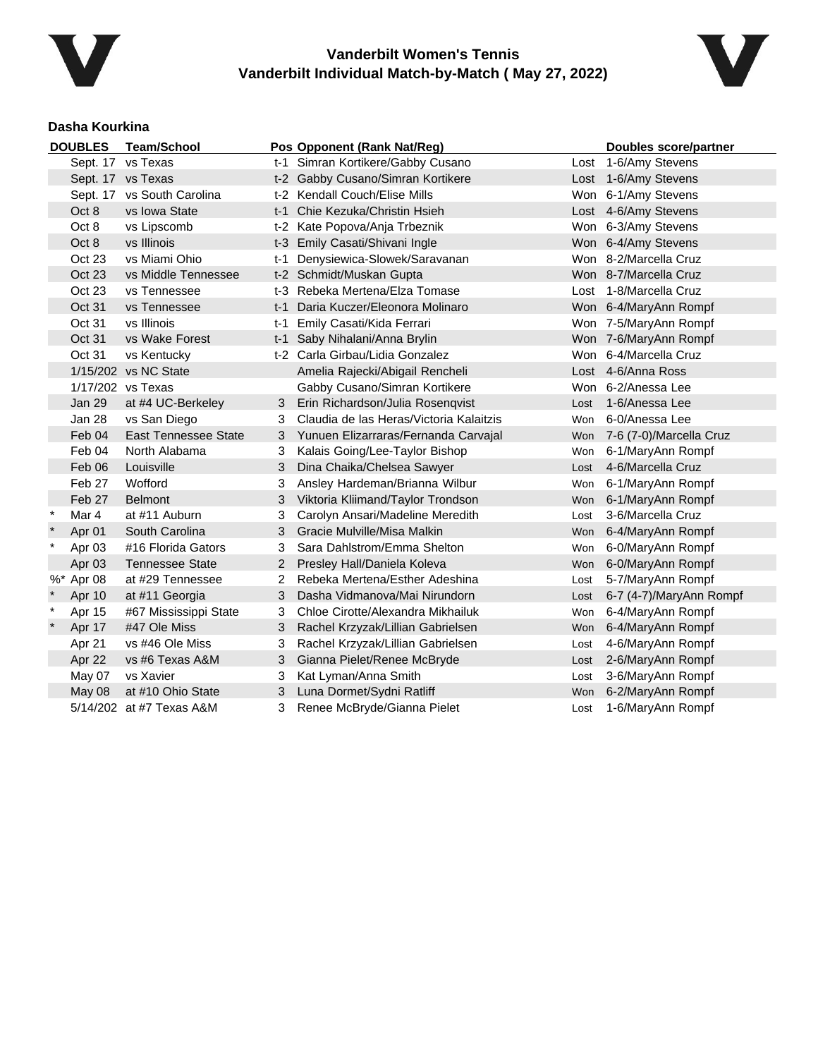## Vanderbilt Women's Tennis
## Vanderbilt Individual Match-by-Match ( May 27, 2022)

### Dasha Kourkina

| | DOUBLES | Team/School | Pos | Opponent (Rank Nat/Reg) | | Doubles score/partner |
|---|---|---|---|---|---|---|
| | Sept. 17 | vs Texas | t-1 | Simran Kortikere/Gabby Cusano | Lost | 1-6/Amy Stevens |
| | Sept. 17 | vs Texas | t-2 | Gabby Cusano/Simran Kortikere | Lost | 1-6/Amy Stevens |
| | Sept. 17 | vs South Carolina | t-2 | Kendall Couch/Elise Mills | Won | 6-1/Amy Stevens |
| | Oct 8 | vs Iowa State | t-1 | Chie Kezuka/Christin Hsieh | Lost | 4-6/Amy Stevens |
| | Oct 8 | vs Lipscomb | t-2 | Kate Popova/Anja Trbeznik | Won | 6-3/Amy Stevens |
| | Oct 8 | vs Illinois | t-3 | Emily Casati/Shivani Ingle | Won | 6-4/Amy Stevens |
| | Oct 23 | vs Miami Ohio | t-1 | Denysiewica-Slowek/Saravanan | Won | 8-2/Marcella Cruz |
| | Oct 23 | vs Middle Tennessee | t-2 | Schmidt/Muskan Gupta | Won | 8-7/Marcella Cruz |
| | Oct 23 | vs Tennessee | t-3 | Rebeka Mertena/Elza Tomase | Lost | 1-8/Marcella Cruz |
| | Oct 31 | vs Tennessee | t-1 | Daria Kuczer/Eleonora Molinaro | Won | 6-4/MaryAnn Rompf |
| | Oct 31 | vs Illinois | t-1 | Emily Casati/Kida Ferrari | Won | 7-5/MaryAnn Rompf |
| | Oct 31 | vs Wake Forest | t-1 | Saby Nihalani/Anna Brylin | Won | 7-6/MaryAnn Rompf |
| | Oct 31 | vs Kentucky | t-2 | Carla Girbau/Lidia Gonzalez | Won | 6-4/Marcella Cruz |
| | 1/15/202 | vs NC State | | Amelia Rajecki/Abigail Rencheli | Lost | 4-6/Anna Ross |
| | 1/17/202 | vs Texas | | Gabby Cusano/Simran Kortikere | Won | 6-2/Anessa Lee |
| | Jan 29 | at #4 UC-Berkeley | 3 | Erin Richardson/Julia Rosenqvist | Lost | 1-6/Anessa Lee |
| | Jan 28 | vs San Diego | 3 | Claudia de las Heras/Victoria Kalaitzis | Won | 6-0/Anessa Lee |
| | Feb 04 | East Tennessee State | 3 | Yunuen Elizarraras/Fernanda Carvajal | Won | 7-6 (7-0)/Marcella Cruz |
| | Feb 04 | North Alabama | 3 | Kalais Going/Lee-Taylor Bishop | Won | 6-1/MaryAnn Rompf |
| | Feb 06 | Louisville | 3 | Dina Chaika/Chelsea Sawyer | Lost | 4-6/Marcella Cruz |
| | Feb 27 | Wofford | 3 | Ansley Hardeman/Brianna Wilbur | Won | 6-1/MaryAnn Rompf |
| | Feb 27 | Belmont | 3 | Viktoria Kliimand/Taylor Trondson | Won | 6-1/MaryAnn Rompf |
| * | Mar 4 | at #11 Auburn | 3 | Carolyn Ansari/Madeline Meredith | Lost | 3-6/Marcella Cruz |
| * | Apr 01 | South Carolina | 3 | Gracie Mulville/Misa Malkin | Won | 6-4/MaryAnn Rompf |
| * | Apr 03 | #16 Florida Gators | 3 | Sara Dahlstrom/Emma Shelton | Won | 6-0/MaryAnn Rompf |
| | Apr 03 | Tennessee State | 2 | Presley Hall/Daniela Koleva | Won | 6-0/MaryAnn Rompf |
| %* | Apr 08 | at #29 Tennessee | 2 | Rebeka Mertena/Esther Adeshina | Lost | 5-7/MaryAnn Rompf |
| * | Apr 10 | at #11 Georgia | 3 | Dasha Vidmanova/Mai Nirundorn | Lost | 6-7 (4-7)/MaryAnn Rompf |
| * | Apr 15 | #67 Mississippi State | 3 | Chloe Cirotte/Alexandra Mikhailuk | Won | 6-4/MaryAnn Rompf |
| * | Apr 17 | #47 Ole Miss | 3 | Rachel Krzyzak/Lillian Gabrielsen | Won | 6-4/MaryAnn Rompf |
| | Apr 21 | vs #46 Ole Miss | 3 | Rachel Krzyzak/Lillian Gabrielsen | Lost | 4-6/MaryAnn Rompf |
| | Apr 22 | vs #6 Texas A&M | 3 | Gianna Pielet/Renee McBryde | Lost | 2-6/MaryAnn Rompf |
| | May 07 | vs Xavier | 3 | Kat Lyman/Anna Smith | Lost | 3-6/MaryAnn Rompf |
| | May 08 | at #10 Ohio State | 3 | Luna Dormet/Sydni Ratliff | Won | 6-2/MaryAnn Rompf |
| | 5/14/202 | at #7 Texas A&M | 3 | Renee McBryde/Gianna Pielet | Lost | 1-6/MaryAnn Rompf |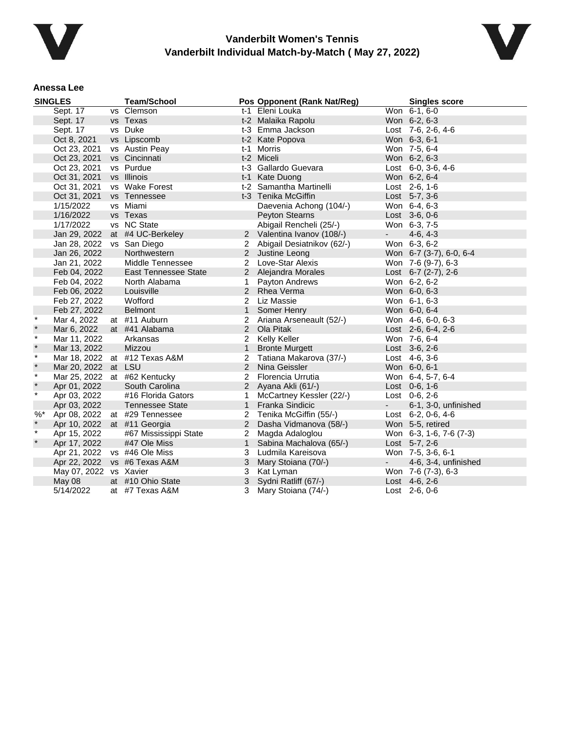# Vanderbilt Women's Tennis
## Vanderbilt Individual Match-by-Match ( May 27, 2022)

### Anessa Lee

| SINGLES | | | Team/School | Pos | Opponent (Rank Nat/Reg) | | Singles score |
|---|---|---|---|---|---|---|---|
| | Sept. 17 | vs | Clemson | t-1 | Eleni Louka | Won | 6-1, 6-0 |
| | Sept. 17 | vs | Texas | t-2 | Malaika Rapolu | Won | 6-2, 6-3 |
| | Sept. 17 | vs | Duke | t-3 | Emma Jackson | Lost | 7-6, 2-6, 4-6 |
| | Oct 8, 2021 | vs | Lipscomb | t-2 | Kate Popova | Won | 6-3, 6-1 |
| | Oct 23, 2021 | vs | Austin Peay | t-1 | Morris | Won | 7-5, 6-4 |
| | Oct 23, 2021 | vs | Cincinnati | t-2 | Miceli | Won | 6-2, 6-3 |
| | Oct 23, 2021 | vs | Purdue | t-3 | Gallardo Guevara | Lost | 6-0, 3-6, 4-6 |
| | Oct 31, 2021 | vs | Illinois | t-1 | Kate Duong | Won | 6-2, 6-4 |
| | Oct 31, 2021 | vs | Wake Forest | t-2 | Samantha Martinelli | Lost | 2-6, 1-6 |
| | Oct 31, 2021 | vs | Tennessee | t-3 | Tenika McGiffin | Lost | 5-7, 3-6 |
| | 1/15/2022 | vs | Miami | | Daevenia Achong (104/-) | Won | 6-4, 6-3 |
| | 1/16/2022 | vs | Texas | | Peyton Stearns | Lost | 3-6, 0-6 |
| | 1/17/2022 | vs | NC State | | Abigail Rencheli (25/-) | Won | 6-3, 7-5 |
| | Jan 29, 2022 | at | #4 UC-Berkeley | 2 | Valentina Ivanov (108/-) | - | 4-6, 4-3 |
| | Jan 28, 2022 | vs | San Diego | 2 | Abigail Desiatnikov (62/-) | Won | 6-3, 6-2 |
| | Jan 26, 2022 | | Northwestern | 2 | Justine Leong | Won | 6-7 (3-7), 6-0, 6-4 |
| | Jan 21, 2022 | | Middle Tennessee | 2 | Love-Star Alexis | Won | 7-6 (9-7), 6-3 |
| | Feb 04, 2022 | | East Tennessee State | 2 | Alejandra Morales | Lost | 6-7 (2-7), 2-6 |
| | Feb 04, 2022 | | North Alabama | 1 | Payton Andrews | Won | 6-2, 6-2 |
| | Feb 06, 2022 | | Louisville | 2 | Rhea Verma | Won | 6-0, 6-3 |
| | Feb 27, 2022 | | Wofford | 2 | Liz Massie | Won | 6-1, 6-3 |
| | Feb 27, 2022 | | Belmont | 1 | Somer Henry | Won | 6-0, 6-4 |
| * | Mar 4, 2022 | at | #11 Auburn | 2 | Ariana Arseneault (52/-) | Won | 4-6, 6-0, 6-3 |
| * | Mar 6, 2022 | at | #41 Alabama | 2 | Ola Pitak | Lost | 2-6, 6-4, 2-6 |
| * | Mar 11, 2022 | | Arkansas | 2 | Kelly Keller | Won | 7-6, 6-4 |
| * | Mar 13, 2022 | | Mizzou | 1 | Bronte Murgett | Lost | 3-6, 2-6 |
| * | Mar 18, 2022 | at | #12 Texas A&M | 2 | Tatiana Makarova (37/-) | Lost | 4-6, 3-6 |
| * | Mar 20, 2022 | at | LSU | 2 | Nina Geissler | Won | 6-0, 6-1 |
| * | Mar 25, 2022 | at | #62 Kentucky | 2 | Florencia Urrutia | Won | 6-4, 5-7, 6-4 |
| * | Apr 01, 2022 | | South Carolina | 2 | Ayana Akli (61/-) | Lost | 0-6, 1-6 |
| * | Apr 03, 2022 | | #16 Florida Gators | 1 | McCartney Kessler (22/-) | Lost | 0-6, 2-6 |
| | Apr 03, 2022 | | Tennessee State | 1 | Franka Sindicic | - | 6-1, 3-0, unfinished |
| %* | Apr 08, 2022 | at | #29 Tennessee | 2 | Tenika McGiffin (55/-) | Lost | 6-2, 0-6, 4-6 |
| * | Apr 10, 2022 | at | #11 Georgia | 2 | Dasha Vidmanova (58/-) | Won | 5-5, retired |
| * | Apr 15, 2022 | | #67 Mississippi State | 2 | Magda Adaloglou | Won | 6-3, 1-6, 7-6 (7-3) |
| * | Apr 17, 2022 | | #47 Ole Miss | 1 | Sabina Machalova (65/-) | Lost | 5-7, 2-6 |
| | Apr 21, 2022 | vs | #46 Ole Miss | 3 | Ludmila Kareisova | Won | 7-5, 3-6, 6-1 |
| | Apr 22, 2022 | vs | #6 Texas A&M | 3 | Mary Stoiana (70/-) | - | 4-6, 3-4, unfinished |
| | May 07, 2022 | vs | Xavier | 3 | Kat Lyman | Won | 7-6 (7-3), 6-3 |
| | May 08 | at | #10 Ohio State | 3 | Sydni Ratliff (67/-) | Lost | 4-6, 2-6 |
| | 5/14/2022 | at | #7 Texas A&M | 3 | Mary Stoiana (74/-) | Lost | 2-6, 0-6 |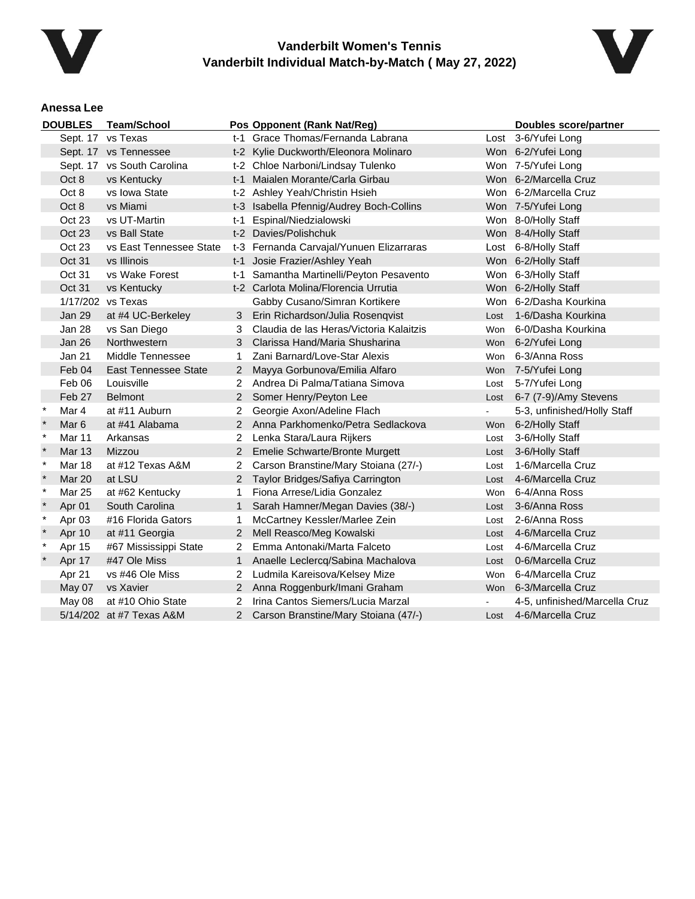# Vanderbilt Women's Tennis
## Vanderbilt Individual Match-by-Match ( May 27, 2022)

**Anessa Lee**

| | DOUBLES | Team/School | Pos | Opponent (Rank Nat/Reg) | | Doubles score/partner |
|---|---|---|---|---|---|---|
| | Sept. 17 | vs Texas | t-1 | Grace Thomas/Fernanda Labrana | Lost | 3-6/Yufei Long |
| | Sept. 17 | vs Tennessee | t-2 | Kylie Duckworth/Eleonora Molinaro | Won | 6-2/Yufei Long |
| | Sept. 17 | vs South Carolina | t-2 | Chloe Narboni/Lindsay Tulenko | Won | 7-5/Yufei Long |
| | Oct 8 | vs Kentucky | t-1 | Maialen Morante/Carla Girbau | Won | 6-2/Marcella Cruz |
| | Oct 8 | vs Iowa State | t-2 | Ashley Yeah/Christin Hsieh | Won | 6-2/Marcella Cruz |
| | Oct 8 | vs Miami | t-3 | Isabella Pfennig/Audrey Boch-Collins | Won | 7-5/Yufei Long |
| | Oct 23 | vs UT-Martin | t-1 | Espinal/Niedzialowski | Won | 8-0/Holly Staff |
| | Oct 23 | vs Ball State | t-2 | Davies/Polishchuk | Won | 8-4/Holly Staff |
| | Oct 23 | vs East Tennessee State | t-3 | Fernanda Carvajal/Yunuen Elizarraras | Lost | 6-8/Holly Staff |
| | Oct 31 | vs Illinois | t-1 | Josie Frazier/Ashley Yeah | Won | 6-2/Holly Staff |
| | Oct 31 | vs Wake Forest | t-1 | Samantha Martinelli/Peyton Pesavento | Won | 6-3/Holly Staff |
| | Oct 31 | vs Kentucky | t-2 | Carlota Molina/Florencia Urrutia | Won | 6-2/Holly Staff |
| | 1/17/202 | vs Texas | | Gabby Cusano/Simran Kortikere | Won | 6-2/Dasha Kourkina |
| | Jan 29 | at #4 UC-Berkeley | 3 | Erin Richardson/Julia Rosenqvist | Lost | 1-6/Dasha Kourkina |
| | Jan 28 | vs San Diego | 3 | Claudia de las Heras/Victoria Kalaitzis | Won | 6-0/Dasha Kourkina |
| | Jan 26 | Northwestern | 3 | Clarissa Hand/Maria Shusharina | Won | 6-2/Yufei Long |
| | Jan 21 | Middle Tennessee | 1 | Zani Barnard/Love-Star Alexis | Won | 6-3/Anna Ross |
| | Feb 04 | East Tennessee State | 2 | Mayya Gorbunova/Emilia Alfaro | Won | 7-5/Yufei Long |
| | Feb 06 | Louisville | 2 | Andrea Di Palma/Tatiana Simova | Lost | 5-7/Yufei Long |
| | Feb 27 | Belmont | 2 | Somer Henry/Peyton Lee | Lost | 6-7 (7-9)/Amy Stevens |
| * | Mar 4 | at #11 Auburn | 2 | Georgie Axon/Adeline Flach | - | 5-3, unfinished/Holly Staff |
| * | Mar 6 | at #41 Alabama | 2 | Anna Parkhomenko/Petra Sedlackova | Won | 6-2/Holly Staff |
| * | Mar 11 | Arkansas | 2 | Lenka Stara/Laura Rijkers | Lost | 3-6/Holly Staff |
| * | Mar 13 | Mizzou | 2 | Emelie Schwarte/Bronte Murgett | Lost | 3-6/Holly Staff |
| * | Mar 18 | at #12 Texas A&M | 2 | Carson Branstine/Mary Stoiana (27/-) | Lost | 1-6/Marcella Cruz |
| * | Mar 20 | at LSU | 2 | Taylor Bridges/Safiya Carrington | Lost | 4-6/Marcella Cruz |
| * | Mar 25 | at #62 Kentucky | 1 | Fiona Arrese/Lidia Gonzalez | Won | 6-4/Anna Ross |
| * | Apr 01 | South Carolina | 1 | Sarah Hamner/Megan Davies (38/-) | Lost | 3-6/Anna Ross |
| * | Apr 03 | #16 Florida Gators | 1 | McCartney Kessler/Marlee Zein | Lost | 2-6/Anna Ross |
| * | Apr 10 | at #11 Georgia | 2 | Mell Reasco/Meg Kowalski | Lost | 4-6/Marcella Cruz |
| * | Apr 15 | #67 Mississippi State | 2 | Emma Antonaki/Marta Falceto | Lost | 4-6/Marcella Cruz |
| * | Apr 17 | #47 Ole Miss | 1 | Anaelle Leclercq/Sabina Machalova | Lost | 0-6/Marcella Cruz |
| | Apr 21 | vs #46 Ole Miss | 2 | Ludmila Kareisova/Kelsey Mize | Won | 6-4/Marcella Cruz |
| | May 07 | vs Xavier | 2 | Anna Roggenburk/Imani Graham | Won | 6-3/Marcella Cruz |
| | May 08 | at #10 Ohio State | 2 | Irina Cantos Siemers/Lucia Marzal | - | 4-5, unfinished/Marcella Cruz |
| | 5/14/202 | at #7 Texas A&M | 2 | Carson Branstine/Mary Stoiana (47/-) | Lost | 4-6/Marcella Cruz |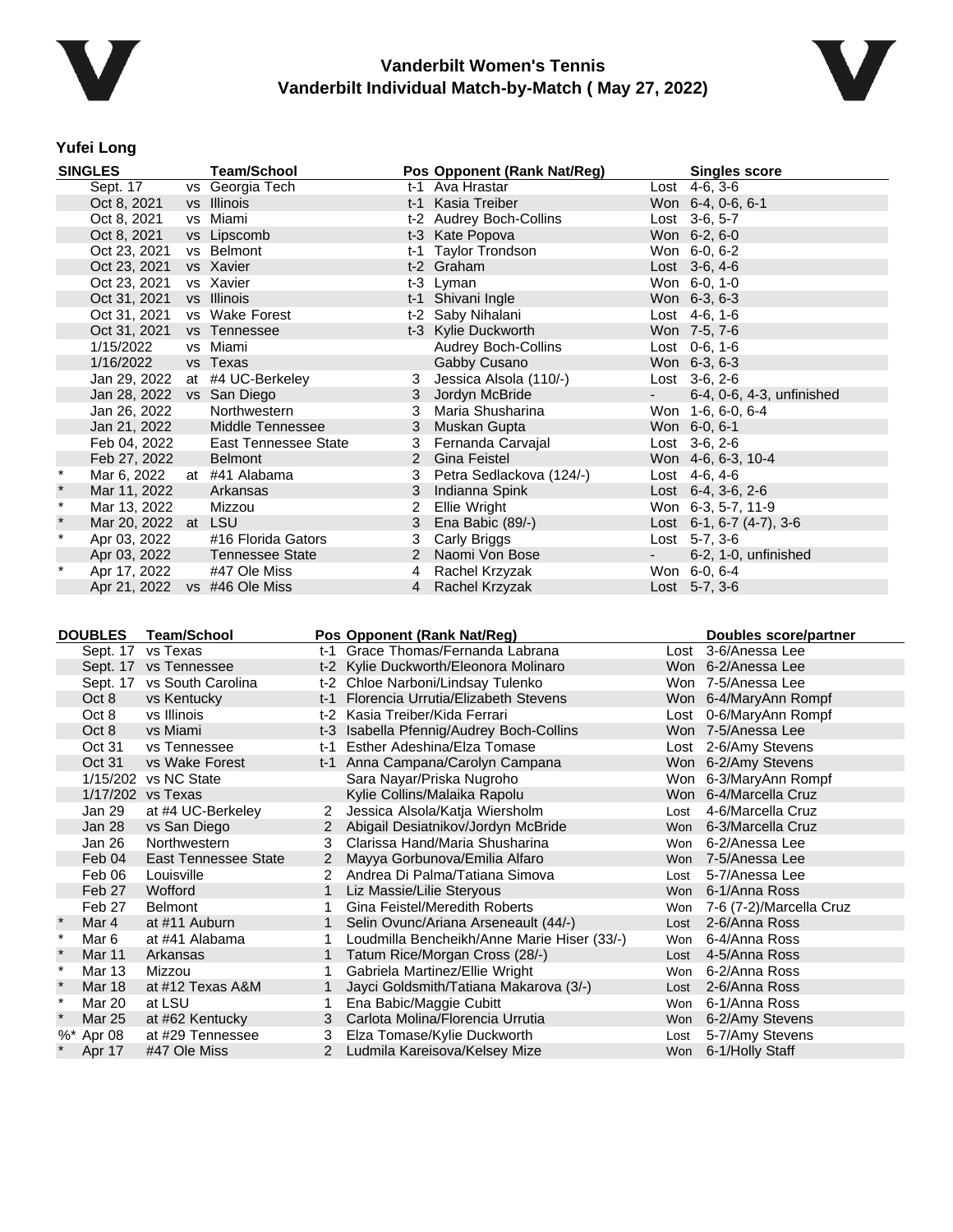# Vanderbilt Women's Tennis
## Vanderbilt Individual Match-by-Match ( May 27, 2022)

### Yufei Long

| | SINGLES | | Team/School | Pos | Opponent (Rank Nat/Reg) | | Singles score |
|---|---|---|---|---|---|---|---|
| | Sept. 17 | vs | Georgia Tech | t-1 | Ava Hrastar | Lost | 4-6, 3-6 |
| | Oct 8, 2021 | vs | Illinois | t-1 | Kasia Treiber | Won | 6-4, 0-6, 6-1 |
| | Oct 8, 2021 | vs | Miami | t-2 | Audrey Boch-Collins | Lost | 3-6, 5-7 |
| | Oct 8, 2021 | vs | Lipscomb | t-3 | Kate Popova | Won | 6-2, 6-0 |
| | Oct 23, 2021 | vs | Belmont | t-1 | Taylor Trondson | Won | 6-0, 6-2 |
| | Oct 23, 2021 | vs | Xavier | t-2 | Graham | Lost | 3-6, 4-6 |
| | Oct 23, 2021 | vs | Xavier | t-3 | Lyman | Won | 6-0, 1-0 |
| | Oct 31, 2021 | vs | Illinois | t-1 | Shivani Ingle | Won | 6-3, 6-3 |
| | Oct 31, 2021 | vs | Wake Forest | t-2 | Saby Nihalani | Lost | 4-6, 1-6 |
| | Oct 31, 2021 | vs | Tennessee | t-3 | Kylie Duckworth | Won | 7-5, 7-6 |
| | 1/15/2022 | vs | Miami | | Audrey Boch-Collins | Lost | 0-6, 1-6 |
| | 1/16/2022 | vs | Texas | | Gabby Cusano | Won | 6-3, 6-3 |
| | Jan 29, 2022 | at | #4 UC-Berkeley | 3 | Jessica Alsola (110/-) | Lost | 3-6, 2-6 |
| | Jan 28, 2022 | vs | San Diego | 3 | Jordyn McBride | - | 6-4, 0-6, 4-3, unfinished |
| | Jan 26, 2022 | | Northwestern | 3 | Maria Shusharina | Won | 1-6, 6-0, 6-4 |
| | Jan 21, 2022 | | Middle Tennessee | 3 | Muskan Gupta | Won | 6-0, 6-1 |
| | Feb 04, 2022 | | East Tennessee State | 3 | Fernanda Carvajal | Lost | 3-6, 2-6 |
| | Feb 27, 2022 | | Belmont | 2 | Gina Feistel | Won | 4-6, 6-3, 10-4 |
| * | Mar 6, 2022 | at | #41 Alabama | 3 | Petra Sedlackova (124/-) | Lost | 4-6, 4-6 |
| * | Mar 11, 2022 | | Arkansas | 3 | Indianna Spink | Lost | 6-4, 3-6, 2-6 |
| * | Mar 13, 2022 | | Mizzou | 2 | Ellie Wright | Won | 6-3, 5-7, 11-9 |
| * | Mar 20, 2022 | at | LSU | 3 | Ena Babic (89/-) | Lost | 6-1, 6-7 (4-7), 3-6 |
| * | Apr 03, 2022 | | #16 Florida Gators | 3 | Carly Briggs | Lost | 5-7, 3-6 |
| | Apr 03, 2022 | | Tennessee State | 2 | Naomi Von Bose | - | 6-2, 1-0, unfinished |
| * | Apr 17, 2022 | | #47 Ole Miss | 4 | Rachel Krzyzak | Won | 6-0, 6-4 |
| | Apr 21, 2022 | vs | #46 Ole Miss | 4 | Rachel Krzyzak | Lost | 5-7, 3-6 |

| | DOUBLES | Team/School | Pos | Opponent (Rank Nat/Reg) | | Doubles score/partner |
|---|---|---|---|---|---|---|
| | Sept. 17 | vs Texas | t-1 | Grace Thomas/Fernanda Labrana | Lost | 3-6/Anessa Lee |
| | Sept. 17 | vs Tennessee | t-2 | Kylie Duckworth/Eleonora Molinaro | Won | 6-2/Anessa Lee |
| | Sept. 17 | vs South Carolina | t-2 | Chloe Narboni/Lindsay Tulenko | Won | 7-5/Anessa Lee |
| | Oct 8 | vs Kentucky | t-1 | Florencia Urrutia/Elizabeth Stevens | Won | 6-4/MaryAnn Rompf |
| | Oct 8 | vs Illinois | t-2 | Kasia Treiber/Kida Ferrari | Lost | 0-6/MaryAnn Rompf |
| | Oct 8 | vs Miami | t-3 | Isabella Pfennig/Audrey Boch-Collins | Won | 7-5/Anessa Lee |
| | Oct 31 | vs Tennessee | t-1 | Esther Adeshina/Elza Tomase | Lost | 2-6/Amy Stevens |
| | Oct 31 | vs Wake Forest | t-1 | Anna Campana/Carolyn Campana | Won | 6-2/Amy Stevens |
| | 1/15/202 | vs NC State | | Sara Nayar/Priska Nugroho | Won | 6-3/MaryAnn Rompf |
| | 1/17/202 | vs Texas | | Kylie Collins/Malaika Rapolu | Won | 6-4/Marcella Cruz |
| | Jan 29 | at #4 UC-Berkeley | 2 | Jessica Alsola/Katja Wiersholm | Lost | 4-6/Marcella Cruz |
| | Jan 28 | vs San Diego | 2 | Abigail Desiatnikov/Jordyn McBride | Won | 6-3/Marcella Cruz |
| | Jan 26 | Northwestern | 3 | Clarissa Hand/Maria Shusharina | Won | 6-2/Anessa Lee |
| | Feb 04 | East Tennessee State | 2 | Mayya Gorbunova/Emilia Alfaro | Won | 7-5/Anessa Lee |
| | Feb 06 | Louisville | 2 | Andrea Di Palma/Tatiana Simova | Lost | 5-7/Anessa Lee |
| | Feb 27 | Wofford | 1 | Liz Massie/Lilie Steryous | Won | 6-1/Anna Ross |
| | Feb 27 | Belmont | 1 | Gina Feistel/Meredith Roberts | Won | 7-6 (7-2)/Marcella Cruz |
| * | Mar 4 | at #11 Auburn | 1 | Selin Ovunc/Ariana Arseneault (44/-) | Lost | 2-6/Anna Ross |
| * | Mar 6 | at #41 Alabama | 1 | Loudmilla Bencheikh/Anne Marie Hiser (33/-) | Won | 6-4/Anna Ross |
| * | Mar 11 | Arkansas | 1 | Tatum Rice/Morgan Cross (28/-) | Lost | 4-5/Anna Ross |
| * | Mar 13 | Mizzou | 1 | Gabriela Martinez/Ellie Wright | Won | 6-2/Anna Ross |
| * | Mar 18 | at #12 Texas A&M | 1 | Jayci Goldsmith/Tatiana Makarova (3/-) | Lost | 2-6/Anna Ross |
| * | Mar 20 | at LSU | 1 | Ena Babic/Maggie Cubitt | Won | 6-1/Anna Ross |
| * | Mar 25 | at #62 Kentucky | 3 | Carlota Molina/Florencia Urrutia | Won | 6-2/Amy Stevens |
| %* | Apr 08 | at #29 Tennessee | 3 | Elza Tomase/Kylie Duckworth | Lost | 5-7/Amy Stevens |
| * | Apr 17 | #47 Ole Miss | 2 | Ludmila Kareisova/Kelsey Mize | Won | 6-1/Holly Staff |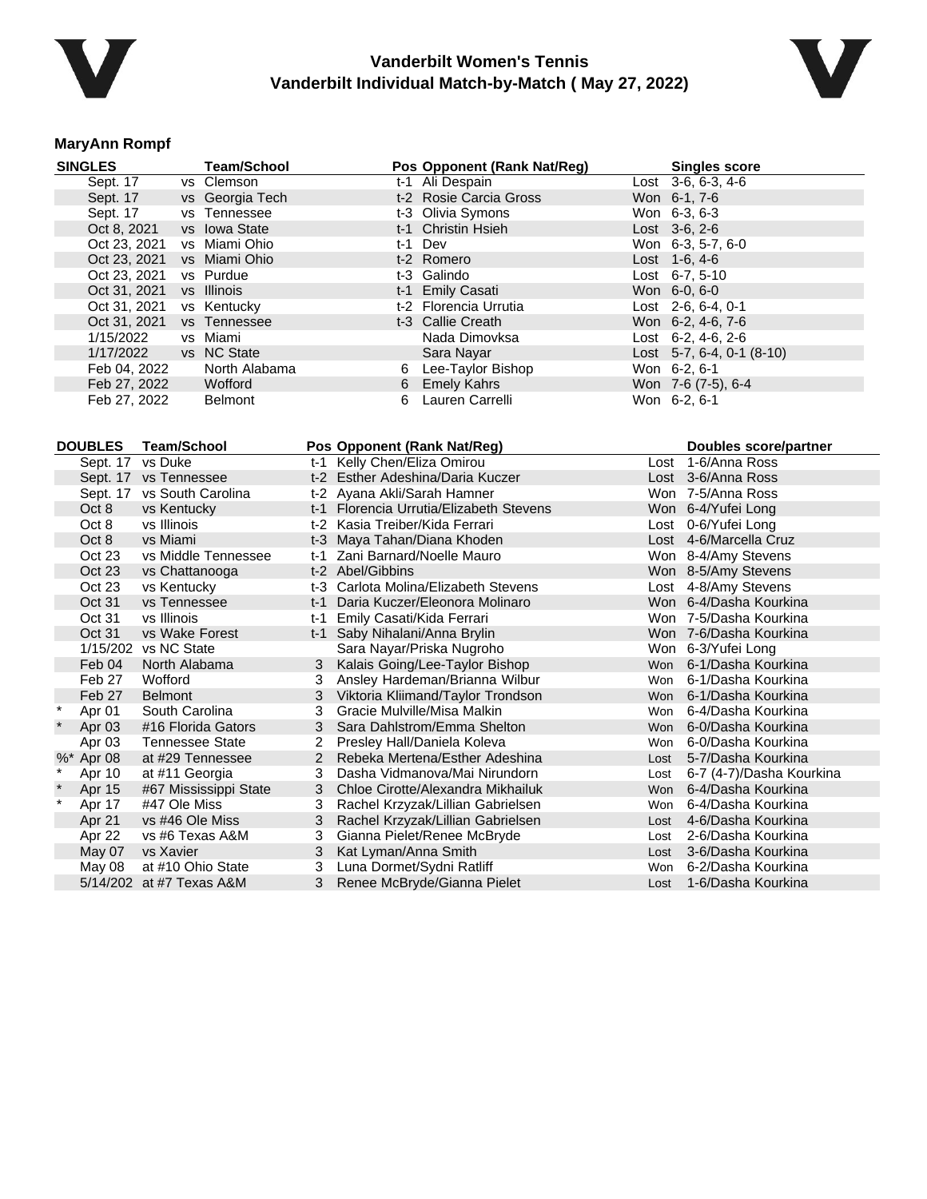# Vanderbilt Women's Tennis
## Vanderbilt Individual Match-by-Match ( May 27, 2022)

### MaryAnn Rompf

| SINGLES | Team/School | Pos | Opponent (Rank Nat/Reg) | Singles score |
|---|---|---|---|---|
| Sept. 17 | vs Clemson | t-1 | Ali Despain | Lost 3-6, 6-3, 4-6 |
| Sept. 17 | vs Georgia Tech | t-2 | Rosie Carcia Gross | Won 6-1, 7-6 |
| Sept. 17 | vs Tennessee | t-3 | Olivia Symons | Won 6-3, 6-3 |
| Oct 8, 2021 | vs Iowa State | t-1 | Christin Hsieh | Lost 3-6, 2-6 |
| Oct 23, 2021 | vs Miami Ohio | t-1 | Dev | Won 6-3, 5-7, 6-0 |
| Oct 23, 2021 | vs Miami Ohio | t-2 | Romero | Lost 1-6, 4-6 |
| Oct 23, 2021 | vs Purdue | t-3 | Galindo | Lost 6-7, 5-10 |
| Oct 31, 2021 | vs Illinois | t-1 | Emily Casati | Won 6-0, 6-0 |
| Oct 31, 2021 | vs Kentucky | t-2 | Florencia Urrutia | Lost 2-6, 6-4, 0-1 |
| Oct 31, 2021 | vs Tennessee | t-3 | Callie Creath | Won 6-2, 4-6, 7-6 |
| 1/15/2022 | vs Miami | | Nada Dimovksa | Lost 6-2, 4-6, 2-6 |
| 1/17/2022 | vs NC State | | Sara Nayar | Lost 5-7, 6-4, 0-1 (8-10) |
| Feb 04, 2022 | North Alabama | 6 | Lee-Taylor Bishop | Won 6-2, 6-1 |
| Feb 27, 2022 | Wofford | 6 | Emely Kahrs | Won 7-6 (7-5), 6-4 |
| Feb 27, 2022 | Belmont | 6 | Lauren Carrelli | Won 6-2, 6-1 |

| | DOUBLES | Team/School | Pos | Opponent (Rank Nat/Reg) | | Doubles score/partner |
|---|---|---|---|---|---|---|
| | Sept. 17 | vs Duke | t-1 | Kelly Chen/Eliza Omirou | Lost | 1-6/Anna Ross |
| | Sept. 17 | vs Tennessee | t-2 | Esther Adeshina/Daria Kuczer | Lost | 3-6/Anna Ross |
| | Sept. 17 | vs South Carolina | t-2 | Ayana Akli/Sarah Hamner | Won | 7-5/Anna Ross |
| | Oct 8 | vs Kentucky | t-1 | Florencia Urrutia/Elizabeth Stevens | Won | 6-4/Yufei Long |
| | Oct 8 | vs Illinois | t-2 | Kasia Treiber/Kida Ferrari | Lost | 0-6/Yufei Long |
| | Oct 8 | vs Miami | t-3 | Maya Tahan/Diana Khoden | Lost | 4-6/Marcella Cruz |
| | Oct 23 | vs Middle Tennessee | t-1 | Zani Barnard/Noelle Mauro | Won | 8-4/Amy Stevens |
| | Oct 23 | vs Chattanooga | t-2 | Abel/Gibbins | Won | 8-5/Amy Stevens |
| | Oct 23 | vs Kentucky | t-3 | Carlota Molina/Elizabeth Stevens | Lost | 4-8/Amy Stevens |
| | Oct 31 | vs Tennessee | t-1 | Daria Kuczer/Eleonora Molinaro | Won | 6-4/Dasha Kourkina |
| | Oct 31 | vs Illinois | t-1 | Emily Casati/Kida Ferrari | Won | 7-5/Dasha Kourkina |
| | Oct 31 | vs Wake Forest | t-1 | Saby Nihalani/Anna Brylin | Won | 7-6/Dasha Kourkina |
| | 1/15/202 | vs NC State | | Sara Nayar/Priska Nugroho | Won | 6-3/Yufei Long |
| | Feb 04 | North Alabama | 3 | Kalais Going/Lee-Taylor Bishop | Won | 6-1/Dasha Kourkina |
| | Feb 27 | Wofford | 3 | Ansley Hardeman/Brianna Wilbur | Won | 6-1/Dasha Kourkina |
| | Feb 27 | Belmont | 3 | Viktoria Kliimand/Taylor Trondson | Won | 6-1/Dasha Kourkina |
| * | Apr 01 | South Carolina | 3 | Gracie Mulville/Misa Malkin | Won | 6-4/Dasha Kourkina |
| * | Apr 03 | #16 Florida Gators | 3 | Sara Dahlstrom/Emma Shelton | Won | 6-0/Dasha Kourkina |
| | Apr 03 | Tennessee State | 2 | Presley Hall/Daniela Koleva | Won | 6-0/Dasha Kourkina |
| %* | Apr 08 | at #29 Tennessee | 2 | Rebeka Mertena/Esther Adeshina | Lost | 5-7/Dasha Kourkina |
| * | Apr 10 | at #11 Georgia | 3 | Dasha Vidmanova/Mai Nirundorn | Lost | 6-7 (4-7)/Dasha Kourkina |
| * | Apr 15 | #67 Mississippi State | 3 | Chloe Cirotte/Alexandra Mikhailuk | Won | 6-4/Dasha Kourkina |
| * | Apr 17 | #47 Ole Miss | 3 | Rachel Krzyzak/Lillian Gabrielsen | Won | 6-4/Dasha Kourkina |
| | Apr 21 | vs #46 Ole Miss | 3 | Rachel Krzyzak/Lillian Gabrielsen | Lost | 4-6/Dasha Kourkina |
| | Apr 22 | vs #6 Texas A&M | 3 | Gianna Pielet/Renee McBryde | Lost | 2-6/Dasha Kourkina |
| | May 07 | vs Xavier | 3 | Kat Lyman/Anna Smith | Lost | 3-6/Dasha Kourkina |
| | May 08 | at #10 Ohio State | 3 | Luna Dormet/Sydni Ratliff | Won | 6-2/Dasha Kourkina |
| | 5/14/202 | at #7 Texas A&M | 3 | Renee McBryde/Gianna Pielet | Lost | 1-6/Dasha Kourkina |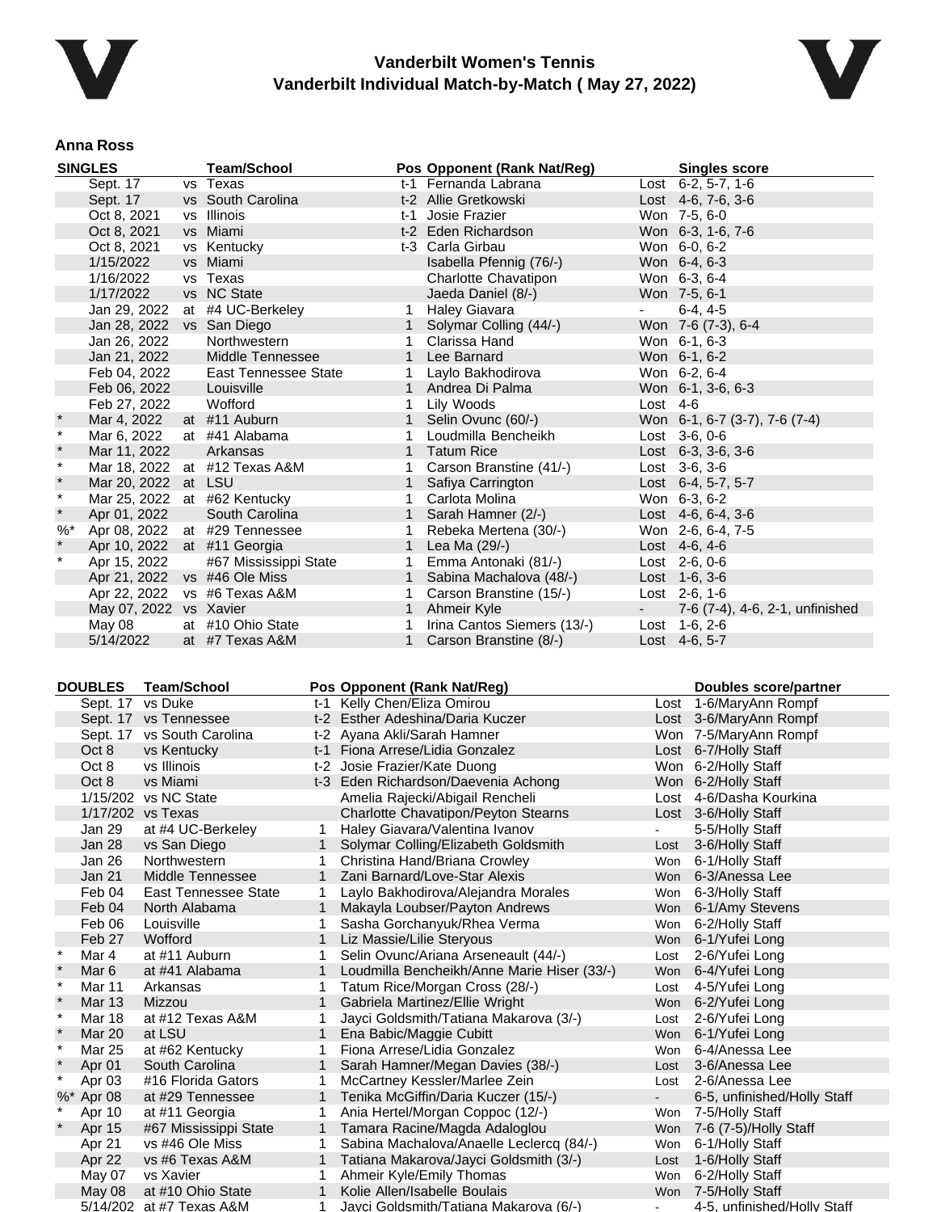# Vanderbilt Women's Tennis
## Vanderbilt Individual Match-by-Match ( May 27, 2022)

### Anna Ross

| SINGLES | | | Team/School | Pos | Opponent (Rank Nat/Reg) | | Singles score |
|---|---|---|---|---|---|---|---|
| | Sept. 17 | vs | Texas | t-1 | Fernanda Labrana | Lost | 6-2, 5-7, 1-6 |
| | Sept. 17 | vs | South Carolina | t-2 | Allie Gretkowski | Lost | 4-6, 7-6, 3-6 |
| | Oct 8, 2021 | vs | Illinois | t-1 | Josie Frazier | Won | 7-5, 6-0 |
| | Oct 8, 2021 | vs | Miami | t-2 | Eden Richardson | Won | 6-3, 1-6, 7-6 |
| | Oct 8, 2021 | vs | Kentucky | t-3 | Carla Girbau | Won | 6-0, 6-2 |
| | 1/15/2022 | vs | Miami | | Isabella Pfennig (76/-) | Won | 6-4, 6-3 |
| | 1/16/2022 | vs | Texas | | Charlotte Chavatipon | Won | 6-3, 6-4 |
| | 1/17/2022 | vs | NC State | | Jaeda Daniel (8/-) | Won | 7-5, 6-1 |
| | Jan 29, 2022 | at | #4 UC-Berkeley | 1 | Haley Giavara | - | 6-4, 4-5 |
| | Jan 28, 2022 | vs | San Diego | 1 | Solymar Colling (44/-) | Won | 7-6 (7-3), 6-4 |
| | Jan 26, 2022 | | Northwestern | 1 | Clarissa Hand | Won | 6-1, 6-3 |
| | Jan 21, 2022 | | Middle Tennessee | 1 | Lee Barnard | Won | 6-1, 6-2 |
| | Feb 04, 2022 | | East Tennessee State | 1 | Laylo Bakhodirova | Won | 6-2, 6-4 |
| | Feb 06, 2022 | | Louisville | 1 | Andrea Di Palma | Won | 6-1, 3-6, 6-3 |
| | Feb 27, 2022 | | Wofford | 1 | Lily Woods | Lost | 4-6 |
| * | Mar 4, 2022 | at | #11 Auburn | 1 | Selin Ovunc (60/-) | Won | 6-1, 6-7 (3-7), 7-6 (7-4) |
| * | Mar 6, 2022 | at | #41 Alabama | 1 | Loudmilla Bencheikh | Lost | 3-6, 0-6 |
| * | Mar 11, 2022 | | Arkansas | 1 | Tatum Rice | Lost | 6-3, 3-6, 3-6 |
| * | Mar 18, 2022 | at | #12 Texas A&M | 1 | Carson Branstine (41/-) | Lost | 3-6, 3-6 |
| * | Mar 20, 2022 | at | LSU | 1 | Safiya Carrington | Lost | 6-4, 5-7, 5-7 |
| * | Mar 25, 2022 | at | #62 Kentucky | 1 | Carlota Molina | Won | 6-3, 6-2 |
| * | Apr 01, 2022 | | South Carolina | 1 | Sarah Hamner (2/-) | Lost | 4-6, 6-4, 3-6 |
| %* | Apr 08, 2022 | at | #29 Tennessee | 1 | Rebeka Mertena (30/-) | Won | 2-6, 6-4, 7-5 |
| * | Apr 10, 2022 | at | #11 Georgia | 1 | Lea Ma (29/-) | Lost | 4-6, 4-6 |
| * | Apr 15, 2022 | | #67 Mississippi State | 1 | Emma Antonaki (81/-) | Lost | 2-6, 0-6 |
| | Apr 21, 2022 | vs | #46 Ole Miss | 1 | Sabina Machalova (48/-) | Lost | 1-6, 3-6 |
| | Apr 22, 2022 | vs | #6 Texas A&M | 1 | Carson Branstine (15/-) | Lost | 2-6, 1-6 |
| | May 07, 2022 | vs | Xavier | 1 | Ahmeir Kyle | - | 7-6 (7-4), 4-6, 2-1, unfinished |
| | May 08 | at | #10 Ohio State | 1 | Irina Cantos Siemers (13/-) | Lost | 1-6, 2-6 |
| | 5/14/2022 | at | #7 Texas A&M | 1 | Carson Branstine (8/-) | Lost | 4-6, 5-7 |

| DOUBLES | | Team/School | Pos | Opponent (Rank Nat/Reg) | | Doubles score/partner |
|---|---|---|---|---|---|---|
| | Sept. 17 | vs Duke | t-1 | Kelly Chen/Eliza Omirou | Lost | 1-6/MaryAnn Rompf |
| | Sept. 17 | vs Tennessee | t-2 | Esther Adeshina/Daria Kuczer | Lost | 3-6/MaryAnn Rompf |
| | Sept. 17 | vs South Carolina | t-2 | Ayana Akli/Sarah Hamner | Won | 7-5/MaryAnn Rompf |
| | Oct 8 | vs Kentucky | t-1 | Fiona Arrese/Lidia Gonzalez | Lost | 6-7/Holly Staff |
| | Oct 8 | vs Illinois | t-2 | Josie Frazier/Kate Duong | Won | 6-2/Holly Staff |
| | Oct 8 | vs Miami | t-3 | Eden Richardson/Daevenia Achong | Won | 6-2/Holly Staff |
| | 1/15/202 | vs NC State | | Amelia Rajecki/Abigail Rencheli | Lost | 4-6/Dasha Kourkina |
| | 1/17/202 | vs Texas | | Charlotte Chavatipon/Peyton Stearns | Lost | 3-6/Holly Staff |
| | Jan 29 | at #4 UC-Berkeley | 1 | Haley Giavara/Valentina Ivanov | - | 5-5/Holly Staff |
| | Jan 28 | vs San Diego | 1 | Solymar Colling/Elizabeth Goldsmith | Lost | 3-6/Holly Staff |
| | Jan 26 | Northwestern | 1 | Christina Hand/Briana Crowley | Won | 6-1/Holly Staff |
| | Jan 21 | Middle Tennessee | 1 | Zani Barnard/Love-Star Alexis | Won | 6-3/Anessa Lee |
| | Feb 04 | East Tennessee State | 1 | Laylo Bakhodirova/Alejandra Morales | Won | 6-3/Holly Staff |
| | Feb 04 | North Alabama | 1 | Makayla Loubser/Payton Andrews | Won | 6-1/Amy Stevens |
| | Feb 06 | Louisville | 1 | Sasha Gorchanyuk/Rhea Verma | Won | 6-2/Holly Staff |
| | Feb 27 | Wofford | 1 | Liz Massie/Lilie Steryous | Won | 6-1/Yufei Long |
| * | Mar 4 | at #11 Auburn | 1 | Selin Ovunc/Ariana Arseneault (44/-) | Lost | 2-6/Yufei Long |
| * | Mar 6 | at #41 Alabama | 1 | Loudmilla Bencheikh/Anne Marie Hiser (33/-) | Won | 6-4/Yufei Long |
| * | Mar 11 | Arkansas | 1 | Tatum Rice/Morgan Cross (28/-) | Lost | 4-5/Yufei Long |
| * | Mar 13 | Mizzou | 1 | Gabriela Martinez/Ellie Wright | Won | 6-2/Yufei Long |
| * | Mar 18 | at #12 Texas A&M | 1 | Jayci Goldsmith/Tatiana Makarova (3/-) | Lost | 2-6/Yufei Long |
| * | Mar 20 | at LSU | 1 | Ena Babic/Maggie Cubitt | Won | 6-1/Yufei Long |
| * | Mar 25 | at #62 Kentucky | 1 | Fiona Arrese/Lidia Gonzalez | Won | 6-4/Anessa Lee |
| * | Apr 01 | South Carolina | 1 | Sarah Hamner/Megan Davies (38/-) | Lost | 3-6/Anessa Lee |
| * | Apr 03 | #16 Florida Gators | 1 | McCartney Kessler/Marlee Zein | Lost | 2-6/Anessa Lee |
| %* | Apr 08 | at #29 Tennessee | 1 | Tenika McGiffin/Daria Kuczer (15/-) | - | 6-5, unfinished/Holly Staff |
| * | Apr 10 | at #11 Georgia | 1 | Ania Hertel/Morgan Coppoc (12/-) | Won | 7-5/Holly Staff |
| * | Apr 15 | #67 Mississippi State | 1 | Tamara Racine/Magda Adaloglou | Won | 7-6 (7-5)/Holly Staff |
| | Apr 21 | vs #46 Ole Miss | 1 | Sabina Machalova/Anaelle Leclercq (84/-) | Won | 6-1/Holly Staff |
| | Apr 22 | vs #6 Texas A&M | 1 | Tatiana Makarova/Jayci Goldsmith (3/-) | Lost | 1-6/Holly Staff |
| | May 07 | vs Xavier | 1 | Ahmeir Kyle/Emily Thomas | Won | 6-2/Holly Staff |
| | May 08 | at #10 Ohio State | 1 | Kolie Allen/Isabelle Boulais | Won | 7-5/Holly Staff |
| | 5/14/202 | at #7 Texas A&M | 1 | Jayci Goldsmith/Tatiana Makarova (6/-) | - | 4-5, unfinished/Holly Staff |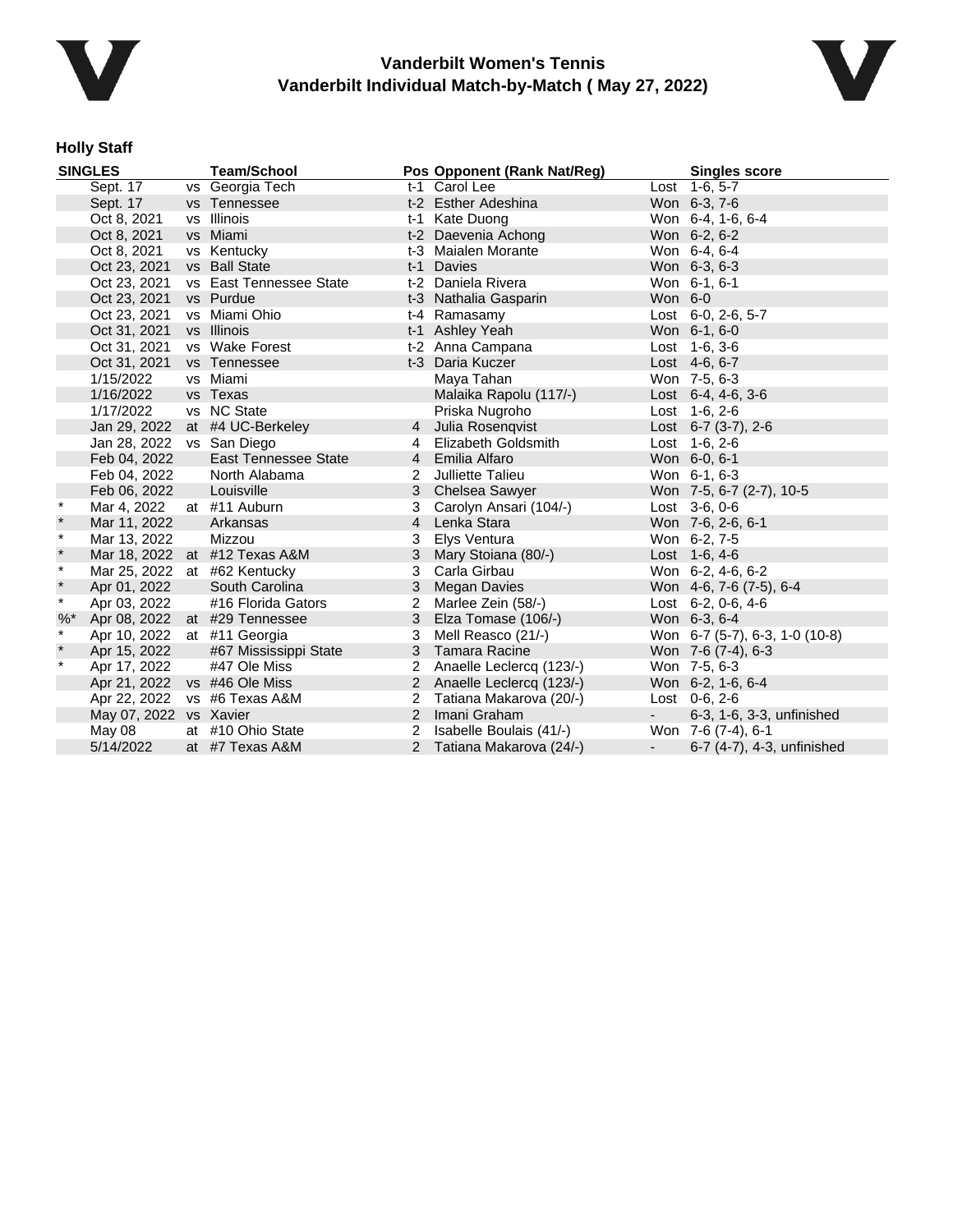# Vanderbilt Women's Tennis
## Vanderbilt Individual Match-by-Match ( May 27, 2022)

### Holly Staff

| SINGLES | | | Team/School | Pos | Opponent (Rank Nat/Reg) | | Singles score |
|---|---|---|---|---|---|---|---|
| | Sept. 17 | vs | Georgia Tech | t-1 | Carol Lee | Lost | 1-6, 5-7 |
| | Sept. 17 | vs | Tennessee | t-2 | Esther Adeshina | Won | 6-3, 7-6 |
| | Oct 8, 2021 | vs | Illinois | t-1 | Kate Duong | Won | 6-4, 1-6, 6-4 |
| | Oct 8, 2021 | vs | Miami | t-2 | Daevenia Achong | Won | 6-2, 6-2 |
| | Oct 8, 2021 | vs | Kentucky | t-3 | Maialen Morante | Won | 6-4, 6-4 |
| | Oct 23, 2021 | vs | Ball State | t-1 | Davies | Won | 6-3, 6-3 |
| | Oct 23, 2021 | vs | East Tennessee State | t-2 | Daniela Rivera | Won | 6-1, 6-1 |
| | Oct 23, 2021 | vs | Purdue | t-3 | Nathalia Gasparin | Won | 6-0 |
| | Oct 23, 2021 | vs | Miami Ohio | t-4 | Ramasamy | Lost | 6-0, 2-6, 5-7 |
| | Oct 31, 2021 | vs | Illinois | t-1 | Ashley Yeah | Won | 6-1, 6-0 |
| | Oct 31, 2021 | vs | Wake Forest | t-2 | Anna Campana | Lost | 1-6, 3-6 |
| | Oct 31, 2021 | vs | Tennessee | t-3 | Daria Kuczer | Lost | 4-6, 6-7 |
| | 1/15/2022 | vs | Miami | | Maya Tahan | Won | 7-5, 6-3 |
| | 1/16/2022 | vs | Texas | | Malaika Rapolu (117/-) | Lost | 6-4, 4-6, 3-6 |
| | 1/17/2022 | vs | NC State | | Priska Nugroho | Lost | 1-6, 2-6 |
| | Jan 29, 2022 | at | #4 UC-Berkeley | 4 | Julia Rosenqvist | Lost | 6-7 (3-7), 2-6 |
| | Jan 28, 2022 | vs | San Diego | 4 | Elizabeth Goldsmith | Lost | 1-6, 2-6 |
| | Feb 04, 2022 | | East Tennessee State | 4 | Emilia Alfaro | Won | 6-0, 6-1 |
| | Feb 04, 2022 | | North Alabama | 2 | Julliette Talieu | Won | 6-1, 6-3 |
| | Feb 06, 2022 | | Louisville | 3 | Chelsea Sawyer | Won | 7-5, 6-7 (2-7), 10-5 |
| * | Mar 4, 2022 | at | #11 Auburn | 3 | Carolyn Ansari (104/-) | Lost | 3-6, 0-6 |
| * | Mar 11, 2022 | | Arkansas | 4 | Lenka Stara | Won | 7-6, 2-6, 6-1 |
| * | Mar 13, 2022 | | Mizzou | 3 | Elys Ventura | Won | 6-2, 7-5 |
| * | Mar 18, 2022 | at | #12 Texas A&M | 3 | Mary Stoiana (80/-) | Lost | 1-6, 4-6 |
| * | Mar 25, 2022 | at | #62 Kentucky | 3 | Carla Girbau | Won | 6-2, 4-6, 6-2 |
| * | Apr 01, 2022 | | South Carolina | 3 | Megan Davies | Won | 4-6, 7-6 (7-5), 6-4 |
| * | Apr 03, 2022 | | #16 Florida Gators | 2 | Marlee Zein (58/-) | Lost | 6-2, 0-6, 4-6 |
| %* | Apr 08, 2022 | at | #29 Tennessee | 3 | Elza Tomase (106/-) | Won | 6-3, 6-4 |
| * | Apr 10, 2022 | at | #11 Georgia | 3 | Mell Reasco (21/-) | Won | 6-7 (5-7), 6-3, 1-0 (10-8) |
| * | Apr 15, 2022 | | #67 Mississippi State | 3 | Tamara Racine | Won | 7-6 (7-4), 6-3 |
| * | Apr 17, 2022 | | #47 Ole Miss | 2 | Anaelle Leclercq (123/-) | Won | 7-5, 6-3 |
| | Apr 21, 2022 | vs | #46 Ole Miss | 2 | Anaelle Leclercq (123/-) | Won | 6-2, 1-6, 6-4 |
| | Apr 22, 2022 | vs | #6 Texas A&M | 2 | Tatiana Makarova (20/-) | Lost | 0-6, 2-6 |
| | May 07, 2022 | vs | Xavier | 2 | Imani Graham | - | 6-3, 1-6, 3-3, unfinished |
| | May 08 | at | #10 Ohio State | 2 | Isabelle Boulais (41/-) | Won | 7-6 (7-4), 6-1 |
| | 5/14/2022 | at | #7 Texas A&M | 2 | Tatiana Makarova (24/-) | - | 6-7 (4-7), 4-3, unfinished |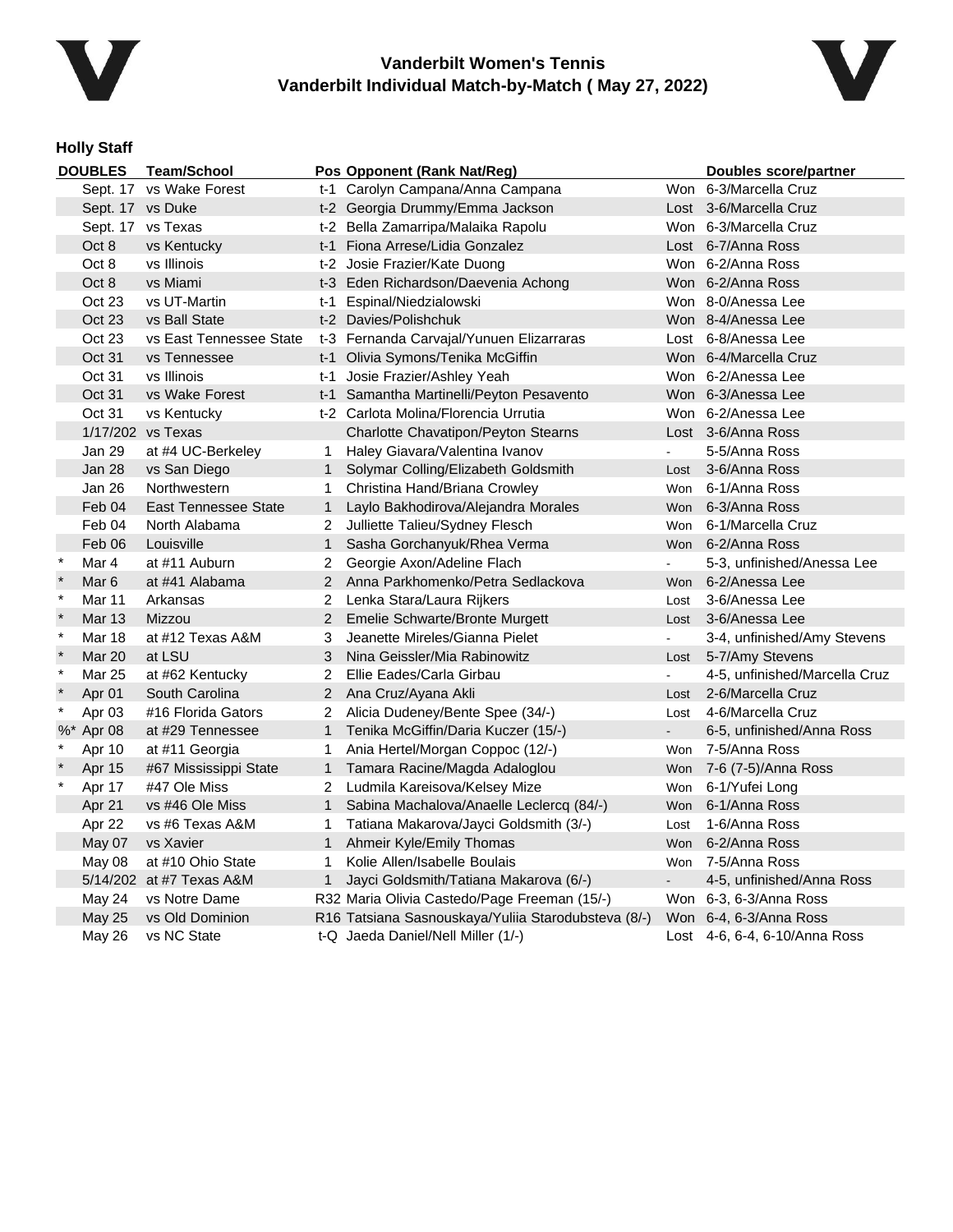# Vanderbilt Women's Tennis
## Vanderbilt Individual Match-by-Match ( May 27, 2022)

### Holly Staff

| | DOUBLES | Team/School | Pos | Opponent (Rank Nat/Reg) | | Doubles score/partner |
|---|---|---|---|---|---|---|
| | Sept. 17 | vs Wake Forest | t-1 | Carolyn Campana/Anna Campana | Won | 6-3/Marcella Cruz |
| | Sept. 17 | vs Duke | t-2 | Georgia Drummy/Emma Jackson | Lost | 3-6/Marcella Cruz |
| | Sept. 17 | vs Texas | t-2 | Bella Zamarripa/Malaika Rapolu | Won | 6-3/Marcella Cruz |
| | Oct 8 | vs Kentucky | t-1 | Fiona Arrese/Lidia Gonzalez | Lost | 6-7/Anna Ross |
| | Oct 8 | vs Illinois | t-2 | Josie Frazier/Kate Duong | Won | 6-2/Anna Ross |
| | Oct 8 | vs Miami | t-3 | Eden Richardson/Daevenia Achong | Won | 6-2/Anna Ross |
| | Oct 23 | vs UT-Martin | t-1 | Espinal/Niedzialowski | Won | 8-0/Anessa Lee |
| | Oct 23 | vs Ball State | t-2 | Davies/Polishchuk | Won | 8-4/Anessa Lee |
| | Oct 23 | vs East Tennessee State | t-3 | Fernanda Carvajal/Yunuen Elizarraras | Lost | 6-8/Anessa Lee |
| | Oct 31 | vs Tennessee | t-1 | Olivia Symons/Tenika McGiffin | Won | 6-4/Marcella Cruz |
| | Oct 31 | vs Illinois | t-1 | Josie Frazier/Ashley Yeah | Won | 6-2/Anessa Lee |
| | Oct 31 | vs Wake Forest | t-1 | Samantha Martinelli/Peyton Pesavento | Won | 6-3/Anessa Lee |
| | Oct 31 | vs Kentucky | t-2 | Carlota Molina/Florencia Urrutia | Won | 6-2/Anessa Lee |
| | 1/17/202 | vs Texas | | Charlotte Chavatipon/Peyton Stearns | Lost | 3-6/Anna Ross |
| | Jan 29 | at #4 UC-Berkeley | 1 | Haley Giavara/Valentina Ivanov | - | 5-5/Anna Ross |
| | Jan 28 | vs San Diego | 1 | Solymar Colling/Elizabeth Goldsmith | Lost | 3-6/Anna Ross |
| | Jan 26 | Northwestern | 1 | Christina Hand/Briana Crowley | Won | 6-1/Anna Ross |
| | Feb 04 | East Tennessee State | 1 | Laylo Bakhodirova/Alejandra Morales | Won | 6-3/Anna Ross |
| | Feb 04 | North Alabama | 2 | Julliette Talieu/Sydney Flesch | Won | 6-1/Marcella Cruz |
| | Feb 06 | Louisville | 1 | Sasha Gorchanyuk/Rhea Verma | Won | 6-2/Anna Ross |
| * | Mar 4 | at #11 Auburn | 2 | Georgie Axon/Adeline Flach | - | 5-3, unfinished/Anessa Lee |
| * | Mar 6 | at #41 Alabama | 2 | Anna Parkhomenko/Petra Sedlackova | Won | 6-2/Anessa Lee |
| * | Mar 11 | Arkansas | 2 | Lenka Stara/Laura Rijkers | Lost | 3-6/Anessa Lee |
| * | Mar 13 | Mizzou | 2 | Emelie Schwarte/Bronte Murgett | Lost | 3-6/Anessa Lee |
| * | Mar 18 | at #12 Texas A&M | 3 | Jeanette Mireles/Gianna Pielet | - | 3-4, unfinished/Amy Stevens |
| * | Mar 20 | at LSU | 3 | Nina Geissler/Mia Rabinowitz | Lost | 5-7/Amy Stevens |
| * | Mar 25 | at #62 Kentucky | 2 | Ellie Eades/Carla Girbau | - | 4-5, unfinished/Marcella Cruz |
| * | Apr 01 | South Carolina | 2 | Ana Cruz/Ayana Akli | Lost | 2-6/Marcella Cruz |
| * | Apr 03 | #16 Florida Gators | 2 | Alicia Dudeney/Bente Spee (34/-) | Lost | 4-6/Marcella Cruz |
| %* | Apr 08 | at #29 Tennessee | 1 | Tenika McGiffin/Daria Kuczer (15/-) | - | 6-5, unfinished/Anna Ross |
| * | Apr 10 | at #11 Georgia | 1 | Ania Hertel/Morgan Coppoc (12/-) | Won | 7-5/Anna Ross |
| * | Apr 15 | #67 Mississippi State | 1 | Tamara Racine/Magda Adaloglou | Won | 7-6 (7-5)/Anna Ross |
| * | Apr 17 | #47 Ole Miss | 2 | Ludmila Kareisova/Kelsey Mize | Won | 6-1/Yufei Long |
| | Apr 21 | vs #46 Ole Miss | 1 | Sabina Machalova/Anaelle Leclercq (84/-) | Won | 6-1/Anna Ross |
| | Apr 22 | vs #6 Texas A&M | 1 | Tatiana Makarova/Jayci Goldsmith (3/-) | Lost | 1-6/Anna Ross |
| | May 07 | vs Xavier | 1 | Ahmeir Kyle/Emily Thomas | Won | 6-2/Anna Ross |
| | May 08 | at #10 Ohio State | 1 | Kolie Allen/Isabelle Boulais | Won | 7-5/Anna Ross |
| | 5/14/202 | at #7 Texas A&M | 1 | Jayci Goldsmith/Tatiana Makarova (6/-) | - | 4-5, unfinished/Anna Ross |
| | May 24 | vs Notre Dame | R32 | Maria Olivia Castedo/Page Freeman (15/-) | Won | 6-3, 6-3/Anna Ross |
| | May 25 | vs Old Dominion | R16 | Tatsiana Sasnouskaya/Yuliia Starodubsteva (8/-) | Won | 6-4, 6-3/Anna Ross |
| | May 26 | vs NC State | t-Q | Jaeda Daniel/Nell Miller (1/-) | Lost | 4-6, 6-4, 6-10/Anna Ross |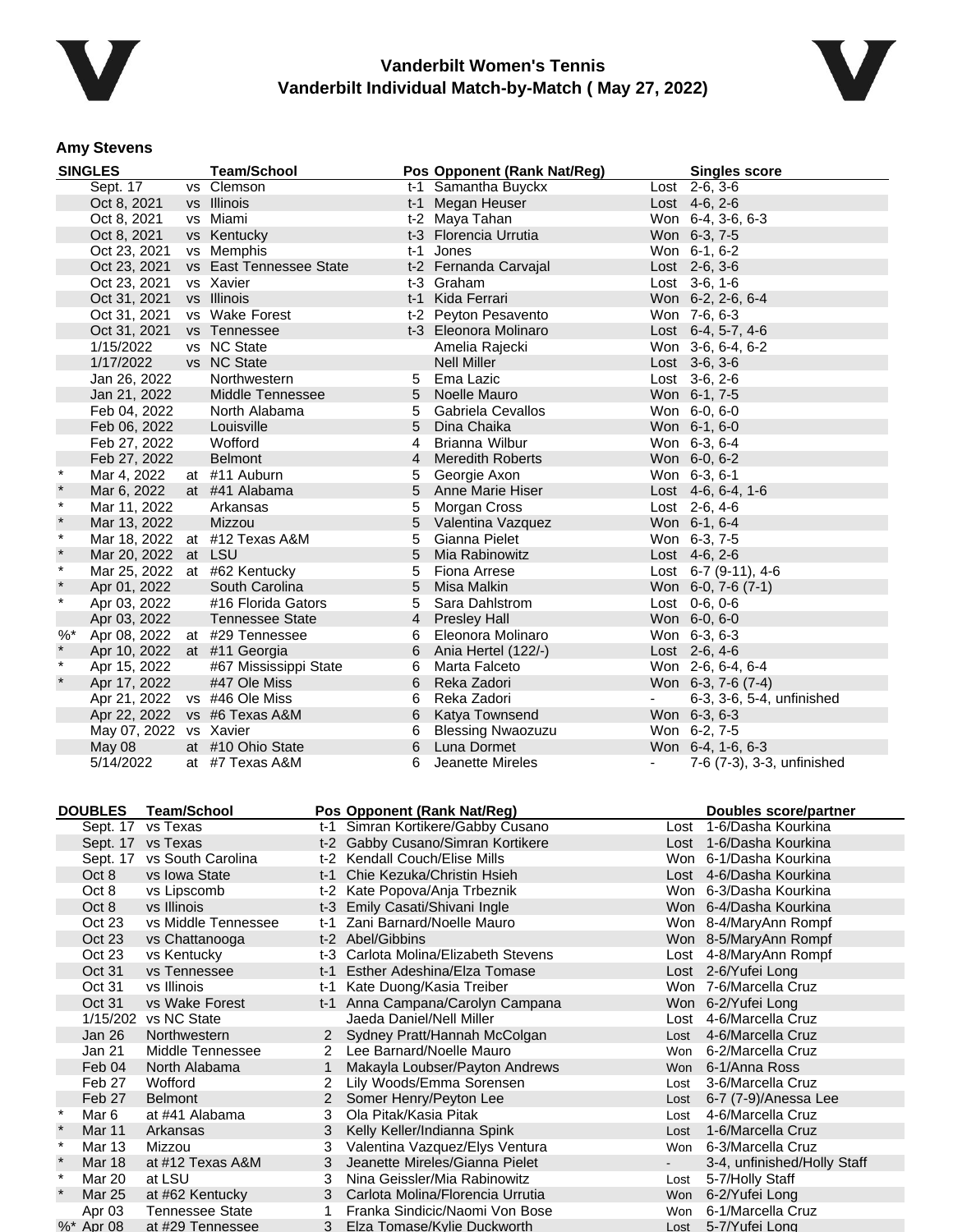# Vanderbilt Women's Tennis
## Vanderbilt Individual Match-by-Match ( May 27, 2022)

### Amy Stevens

| SINGLES | | | Team/School | Pos | Opponent (Rank Nat/Reg) | | Singles score |
|---|---|---|---|---|---|---|---|
| | Sept. 17 | vs | Clemson | t-1 | Samantha Buyckx | Lost | 2-6, 3-6 |
| | Oct 8, 2021 | vs | Illinois | t-1 | Megan Heuser | Lost | 4-6, 2-6 |
| | Oct 8, 2021 | vs | Miami | t-2 | Maya Tahan | Won | 6-4, 3-6, 6-3 |
| | Oct 8, 2021 | vs | Kentucky | t-3 | Florencia Urrutia | Won | 6-3, 7-5 |
| | Oct 23, 2021 | vs | Memphis | t-1 | Jones | Won | 6-1, 6-2 |
| | Oct 23, 2021 | vs | East Tennessee State | t-2 | Fernanda Carvajal | Lost | 2-6, 3-6 |
| | Oct 23, 2021 | vs | Xavier | t-3 | Graham | Lost | 3-6, 1-6 |
| | Oct 31, 2021 | vs | Illinois | t-1 | Kida Ferrari | Won | 6-2, 2-6, 6-4 |
| | Oct 31, 2021 | vs | Wake Forest | t-2 | Peyton Pesavento | Won | 7-6, 6-3 |
| | Oct 31, 2021 | vs | Tennessee | t-3 | Eleonora Molinaro | Lost | 6-4, 5-7, 4-6 |
| | 1/15/2022 | vs | NC State | | Amelia Rajecki | Won | 3-6, 6-4, 6-2 |
| | 1/17/2022 | vs | NC State | | Nell Miller | Lost | 3-6, 3-6 |
| | Jan 26, 2022 | | Northwestern | 5 | Ema Lazic | Lost | 3-6, 2-6 |
| | Jan 21, 2022 | | Middle Tennessee | 5 | Noelle Mauro | Won | 6-1, 7-5 |
| | Feb 04, 2022 | | North Alabama | 5 | Gabriela Cevallos | Won | 6-0, 6-0 |
| | Feb 06, 2022 | | Louisville | 5 | Dina Chaika | Won | 6-1, 6-0 |
| | Feb 27, 2022 | | Wofford | 4 | Brianna Wilbur | Won | 6-3, 6-4 |
| | Feb 27, 2022 | | Belmont | 4 | Meredith Roberts | Won | 6-0, 6-2 |
| * | Mar 4, 2022 | at | #11 Auburn | 5 | Georgie Axon | Won | 6-3, 6-1 |
| * | Mar 6, 2022 | at | #41 Alabama | 5 | Anne Marie Hiser | Lost | 4-6, 6-4, 1-6 |
| * | Mar 11, 2022 | | Arkansas | 5 | Morgan Cross | Lost | 2-6, 4-6 |
| * | Mar 13, 2022 | | Mizzou | 5 | Valentina Vazquez | Won | 6-1, 6-4 |
| * | Mar 18, 2022 | at | #12 Texas A&M | 5 | Gianna Pielet | Won | 6-3, 7-5 |
| * | Mar 20, 2022 | at | LSU | 5 | Mia Rabinowitz | Lost | 4-6, 2-6 |
| * | Mar 25, 2022 | at | #62 Kentucky | 5 | Fiona Arrese | Lost | 6-7 (9-11), 4-6 |
| * | Apr 01, 2022 | | South Carolina | 5 | Misa Malkin | Won | 6-0, 7-6 (7-1) |
| * | Apr 03, 2022 | | #16 Florida Gators | 5 | Sara Dahlstrom | Lost | 0-6, 0-6 |
| | Apr 03, 2022 | | Tennessee State | 4 | Presley Hall | Won | 6-0, 6-0 |
| %* | Apr 08, 2022 | at | #29 Tennessee | 6 | Eleonora Molinaro | Won | 6-3, 6-3 |
| * | Apr 10, 2022 | at | #11 Georgia | 6 | Ania Hertel (122/-) | Lost | 2-6, 4-6 |
| * | Apr 15, 2022 | | #67 Mississippi State | 6 | Marta Falceto | Won | 2-6, 6-4, 6-4 |
| * | Apr 17, 2022 | | #47 Ole Miss | 6 | Reka Zadori | Won | 6-3, 7-6 (7-4) |
| | Apr 21, 2022 | vs | #46 Ole Miss | 6 | Reka Zadori | - | 6-3, 3-6, 5-4, unfinished |
| | Apr 22, 2022 | vs | #6 Texas A&M | 6 | Katya Townsend | Won | 6-3, 6-3 |
| | May 07, 2022 | vs | Xavier | 6 | Blessing Nwaozuzu | Won | 6-2, 7-5 |
| | May 08 | at | #10 Ohio State | 6 | Luna Dormet | Won | 6-4, 1-6, 6-3 |
| | 5/14/2022 | at | #7 Texas A&M | 6 | Jeanette Mireles | - | 7-6 (7-3), 3-3, unfinished |

| DOUBLES | | Team/School | Pos | Opponent (Rank Nat/Reg) | | Doubles score/partner |
|---|---|---|---|---|---|---|
| | Sept. 17 | vs Texas | t-1 | Simran Kortikere/Gabby Cusano | Lost | 1-6/Dasha Kourkina |
| | Sept. 17 | vs Texas | t-2 | Gabby Cusano/Simran Kortikere | Lost | 1-6/Dasha Kourkina |
| | Sept. 17 | vs South Carolina | t-2 | Kendall Couch/Elise Mills | Won | 6-1/Dasha Kourkina |
| | Oct 8 | vs Iowa State | t-1 | Chie Kezuka/Christin Hsieh | Lost | 4-6/Dasha Kourkina |
| | Oct 8 | vs Lipscomb | t-2 | Kate Popova/Anja Trbeznik | Won | 6-3/Dasha Kourkina |
| | Oct 8 | vs Illinois | t-3 | Emily Casati/Shivani Ingle | Won | 6-4/Dasha Kourkina |
| | Oct 23 | vs Middle Tennessee | t-1 | Zani Barnard/Noelle Mauro | Won | 8-4/MaryAnn Rompf |
| | Oct 23 | vs Chattanooga | t-2 | Abel/Gibbins | Won | 8-5/MaryAnn Rompf |
| | Oct 23 | vs Kentucky | t-3 | Carlota Molina/Elizabeth Stevens | Lost | 4-8/MaryAnn Rompf |
| | Oct 31 | vs Tennessee | t-1 | Esther Adeshina/Elza Tomase | Lost | 2-6/Yufei Long |
| | Oct 31 | vs Illinois | t-1 | Kate Duong/Kasia Treiber | Won | 7-6/Marcella Cruz |
| | Oct 31 | vs Wake Forest | t-1 | Anna Campana/Carolyn Campana | Won | 6-2/Yufei Long |
| | 1/15/202 | vs NC State | | Jaeda Daniel/Nell Miller | Lost | 4-6/Marcella Cruz |
| | Jan 26 | Northwestern | 2 | Sydney Pratt/Hannah McColgan | Lost | 4-6/Marcella Cruz |
| | Jan 21 | Middle Tennessee | 2 | Lee Barnard/Noelle Mauro | Won | 6-2/Marcella Cruz |
| | Feb 04 | North Alabama | 1 | Makayla Loubser/Payton Andrews | Won | 6-1/Anna Ross |
| | Feb 27 | Wofford | 2 | Lily Woods/Emma Sorensen | Lost | 3-6/Marcella Cruz |
| | Feb 27 | Belmont | 2 | Somer Henry/Peyton Lee | Lost | 6-7 (7-9)/Anessa Lee |
| * | Mar 6 | at #41 Alabama | 3 | Ola Pitak/Kasia Pitak | Lost | 4-6/Marcella Cruz |
| * | Mar 11 | Arkansas | 3 | Kelly Keller/Indianna Spink | Lost | 1-6/Marcella Cruz |
| * | Mar 13 | Mizzou | 3 | Valentina Vazquez/Elys Ventura | Won | 6-3/Marcella Cruz |
| * | Mar 18 | at #12 Texas A&M | 3 | Jeanette Mireles/Gianna Pielet | - | 3-4, unfinished/Holly Staff |
| * | Mar 20 | at LSU | 3 | Nina Geissler/Mia Rabinowitz | Lost | 5-7/Holly Staff |
| * | Mar 25 | at #62 Kentucky | 3 | Carlota Molina/Florencia Urrutia | Won | 6-2/Yufei Long |
| | Apr 03 | Tennessee State | 1 | Franka Sindicic/Naomi Von Bose | Won | 6-1/Marcella Cruz |
| %* | Apr 08 | at #29 Tennessee | 3 | Elza Tomase/Kylie Duckworth | Lost | 5-7/Yufei Long |